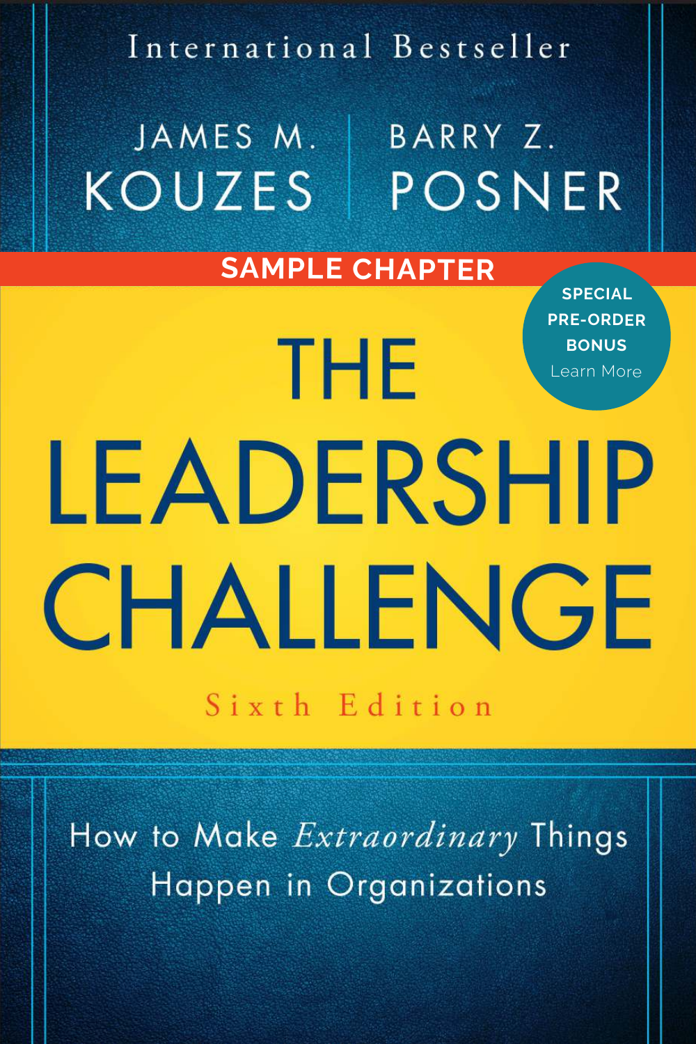International Bestseller

JAMES M. KOUZES | BARRY Z. POSNER

SAMPLE CHAPTER

SPECIAL PRE-ORDER BONUS

Learn More

# THE LEADERSHIP CHALLENGE

Sixth Edition

How to Make *Extraordinary* Things Happen in Organizations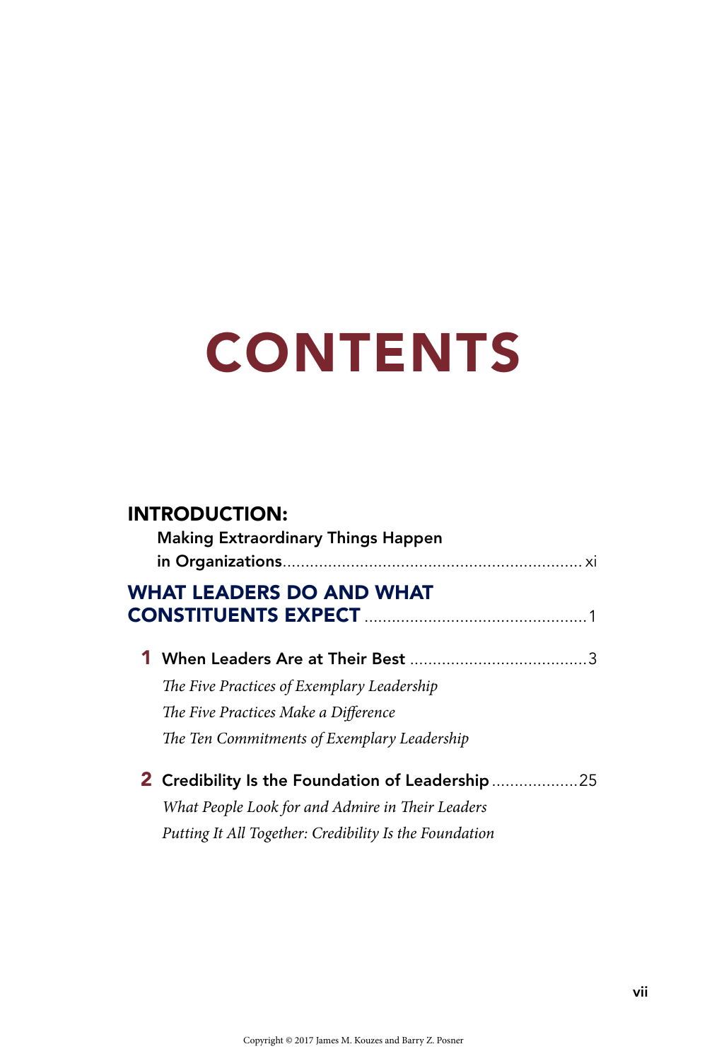# CONTENTS

## INTRODUCTION:

**Making Extraordinary Things Happen in Organizations** .................................................................. xi

## WHAT LEADERS DO AND WHAT CONSTITUENTS EXPECT ................................................ 1

### 1 When Leaders Are at Their Best ....................................... 3

*The Five Practices of Exemplary Leadership*

*The Five Practices Make a Difference*

*The Ten Commitments of Exemplary Leadership*

### 2 Credibility Is the Foundation of Leadership ................... 25

*What People Look for and Admire in Their Leaders*

*Putting It All Together: Credibility Is the Foundation*

Copyright © 2017 James M. Kouzes and Barry Z. Posner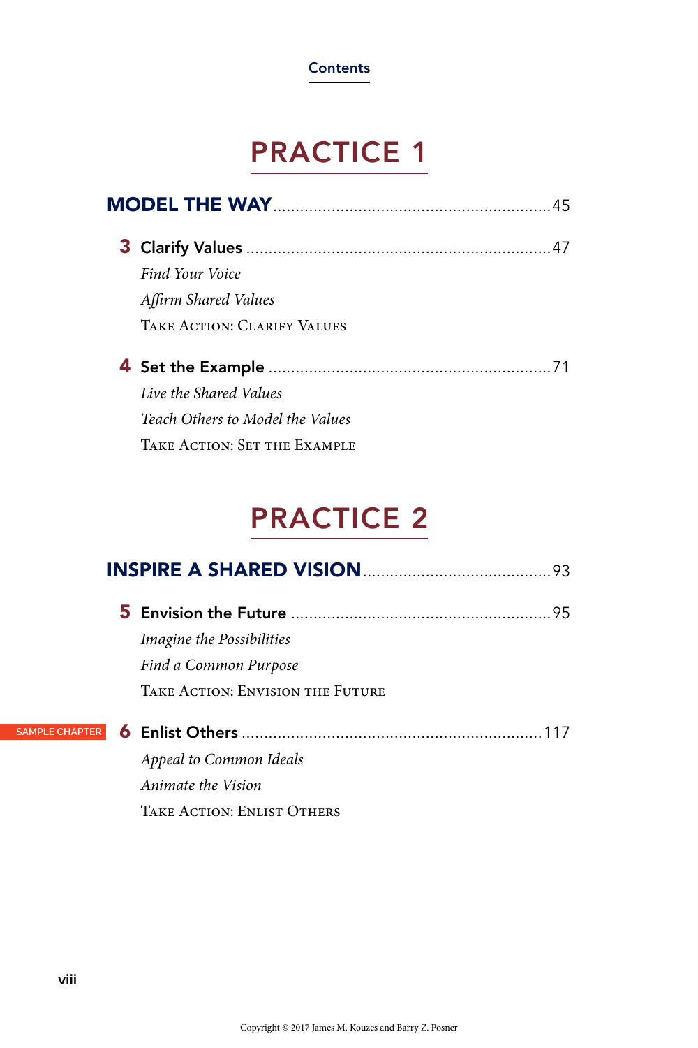Contents

# PRACTICE 1

## MODEL THE WAY .......... 45

**3 Clarify Values** .......... 47

*Find Your Voice*

*Affirm Shared Values*

TAKE ACTION: CLARIFY VALUES

**4 Set the Example** .......... 71

*Live the Shared Values*

*Teach Others to Model the Values*

TAKE ACTION: SET THE EXAMPLE

# PRACTICE 2

## INSPIRE A SHARED VISION .......... 93

**5 Envision the Future** .......... 95

*Imagine the Possibilities*

*Find a Common Purpose*

TAKE ACTION: ENVISION THE FUTURE

SAMPLE CHAPTER **6 Enlist Others** .......... 117

*Appeal to Common Ideals*

*Animate the Vision*

TAKE ACTION: ENLIST OTHERS

Copyright © 2017 James M. Kouzes and Barry Z. Posner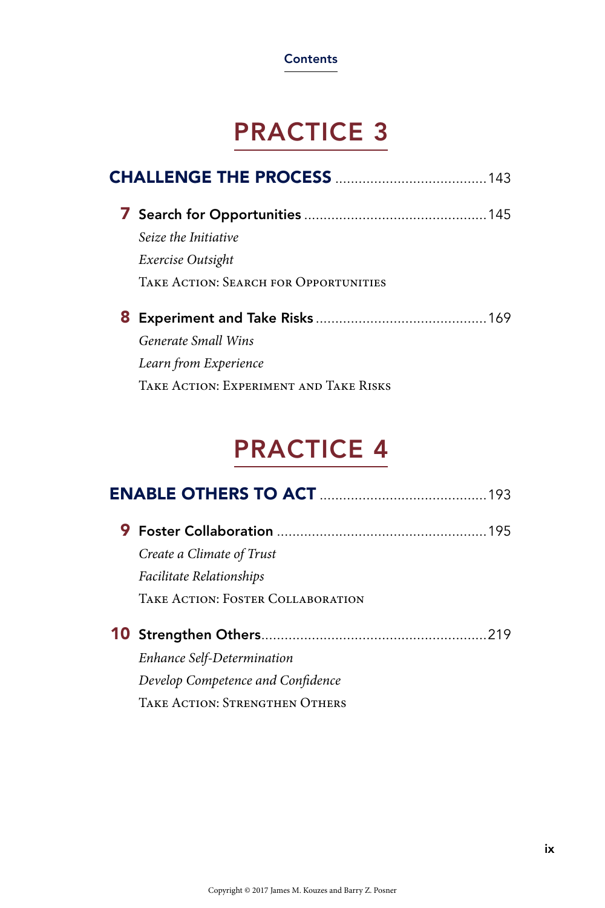# PRACTICE 3

## CHALLENGE THE PROCESS .......................................143

### 7 Search for Opportunities ...............................................145

*Seize the Initiative*

*Exercise Outsight*

TAKE ACTION: SEARCH FOR OPPORTUNITIES

### 8 Experiment and Take Risks ............................................169

*Generate Small Wins*

*Learn from Experience*

TAKE ACTION: EXPERIMENT AND TAKE RISKS

# PRACTICE 4

## ENABLE OTHERS TO ACT ..........................................193

### 9 Foster Collaboration ......................................................195

*Create a Climate of Trust*

*Facilitate Relationships*

TAKE ACTION: FOSTER COLLABORATION

### 10 Strengthen Others..........................................................219

*Enhance Self-Determination*

*Develop Competence and Confidence*

TAKE ACTION: STRENGTHEN OTHERS

Copyright © 2017 James M. Kouzes and Barry Z. Posner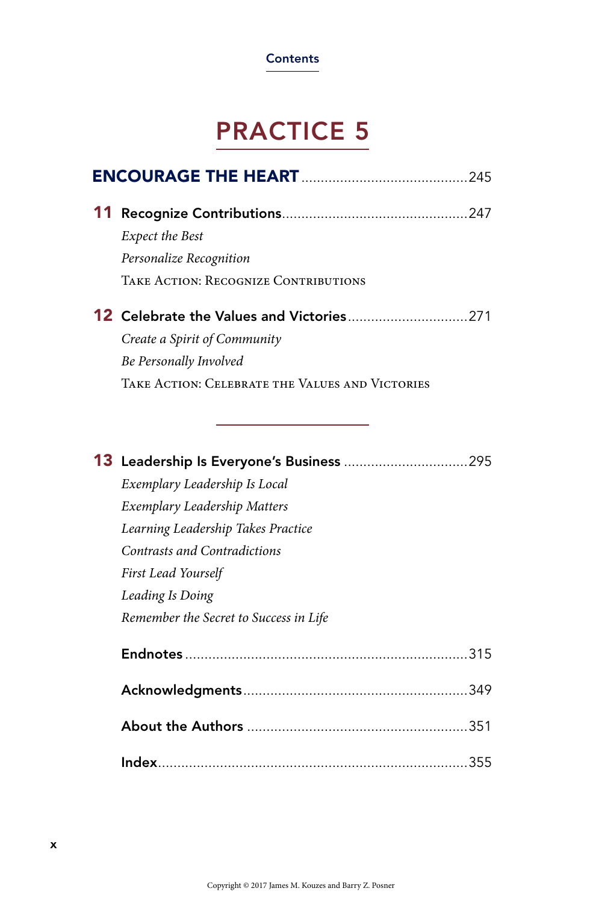Contents

# PRACTICE 5

## ENCOURAGE THE HEART .......................................... 245

**11 Recognize Contributions** ................................................ 247

*Expect the Best*

*Personalize Recognition*

Take Action: Recognize Contributions

**12 Celebrate the Values and Victories** ............................... 271

*Create a Spirit of Community*

*Be Personally Involved*

Take Action: Celebrate the Values and Victories

---

**13 Leadership Is Everyone's Business** ................................ 295

*Exemplary Leadership Is Local*

*Exemplary Leadership Matters*

*Learning Leadership Takes Practice*

*Contrasts and Contradictions*

*First Lead Yourself*

*Leading Is Doing*

*Remember the Secret to Success in Life*

**Endnotes** ........................................................................ 315

**Acknowledgments** .......................................................... 349

**About the Authors** ......................................................... 351

**Index** ............................................................................... 355

Copyright © 2017 James M. Kouzes and Barry Z. Posner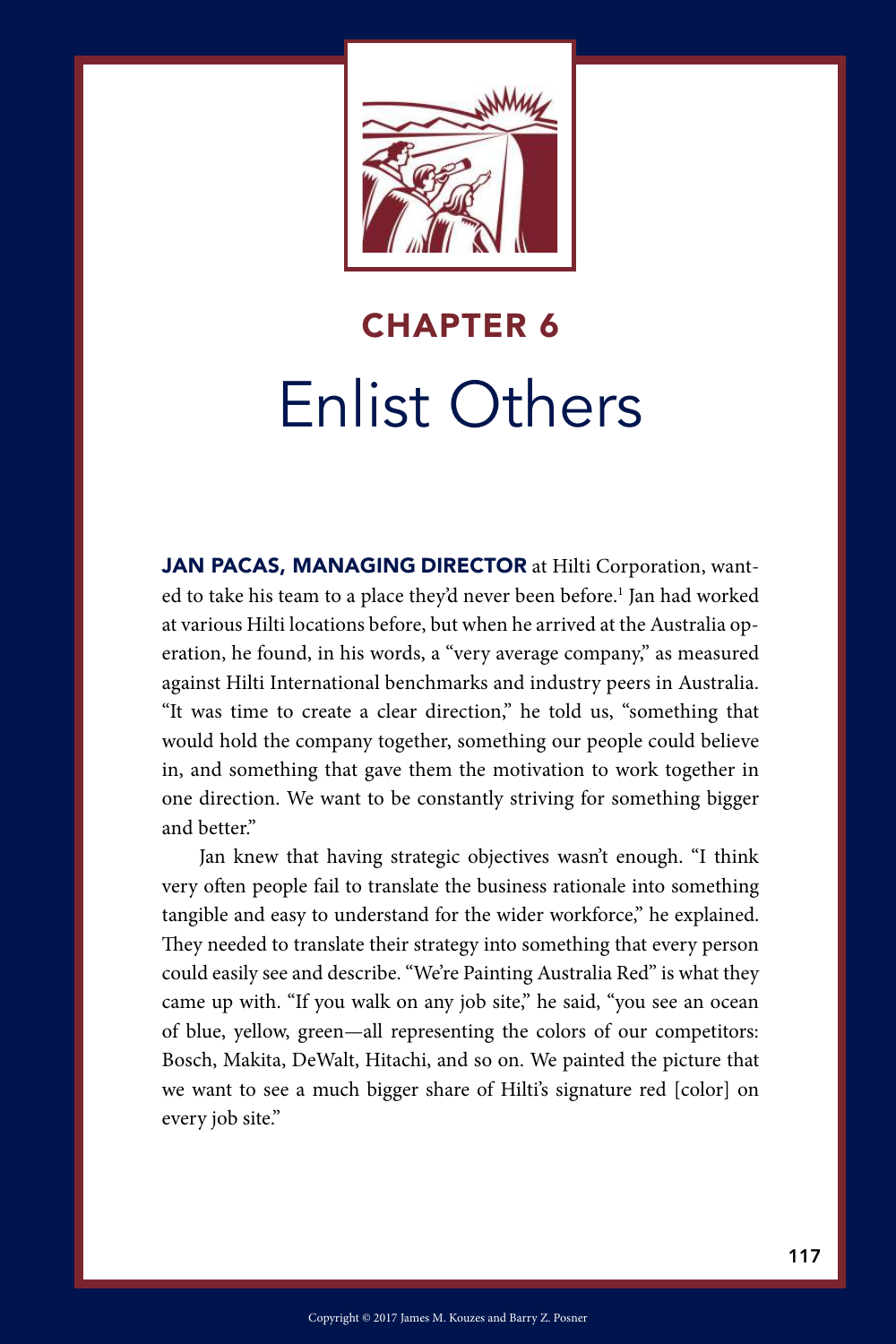# CHAPTER 6

# Enlist Others

**JAN PACAS, MANAGING DIRECTOR** at Hilti Corporation, wanted to take his team to a place they'd never been before.[1] Jan had worked at various Hilti locations before, but when he arrived at the Australia operation, he found, in his words, a "very average company," as measured against Hilti International benchmarks and industry peers in Australia. "It was time to create a clear direction," he told us, "something that would hold the company together, something our people could believe in, and something that gave them the motivation to work together in one direction. We want to be constantly striving for something bigger and better."

Jan knew that having strategic objectives wasn't enough. "I think very often people fail to translate the business rationale into something tangible and easy to understand for the wider workforce," he explained. They needed to translate their strategy into something that every person could easily see and describe. "We're Painting Australia Red" is what they came up with. "If you walk on any job site," he said, "you see an ocean of blue, yellow, green—all representing the colors of our competitors: Bosch, Makita, DeWalt, Hitachi, and so on. We painted the picture that we want to see a much bigger share of Hilti's signature red [color] on every job site."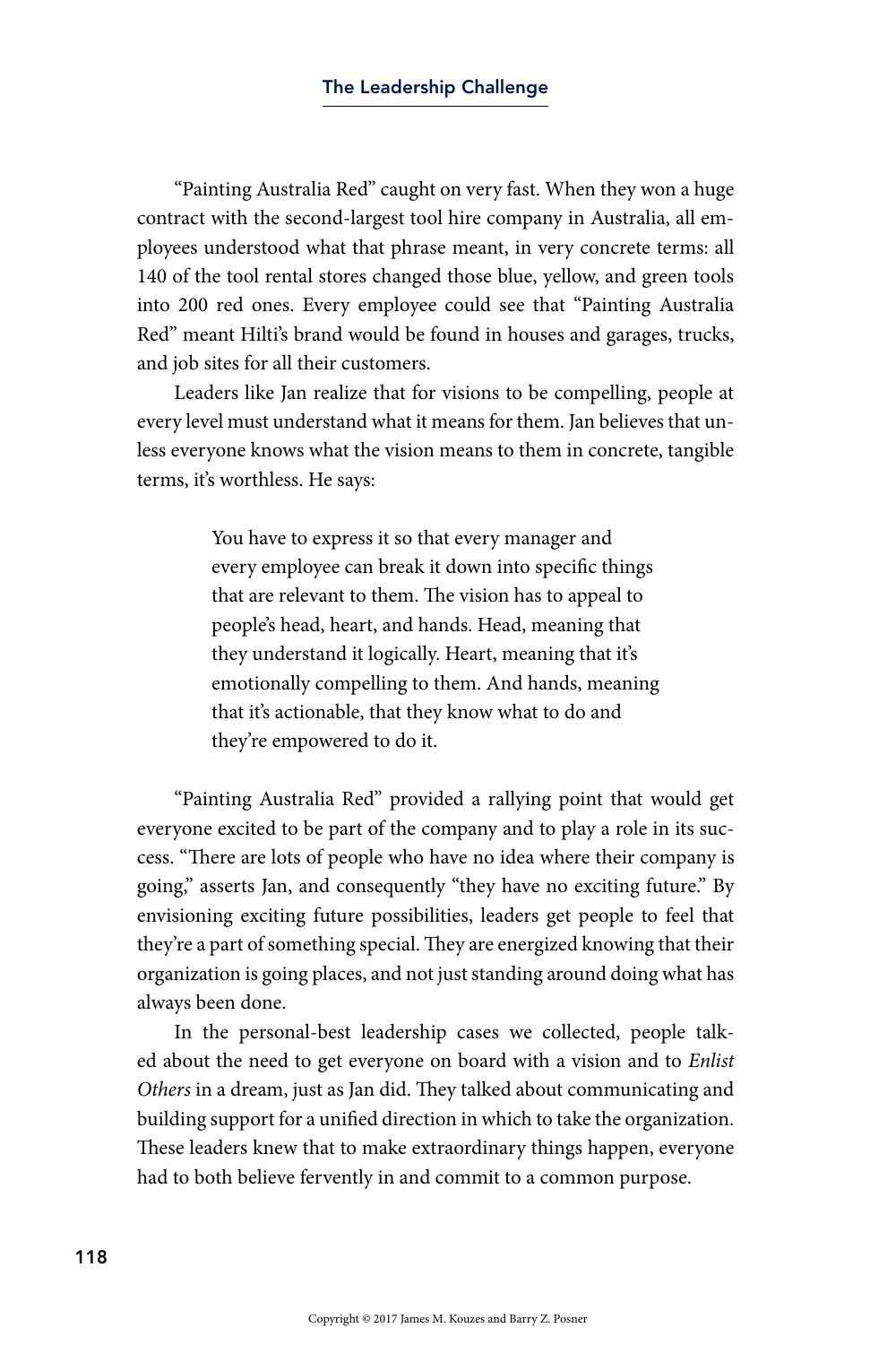"Painting Australia Red" caught on very fast. When they won a huge contract with the second-largest tool hire company in Australia, all employees understood what that phrase meant, in very concrete terms: all 140 of the tool rental stores changed those blue, yellow, and green tools into 200 red ones. Every employee could see that "Painting Australia Red" meant Hilti's brand would be found in houses and garages, trucks, and job sites for all their customers.

Leaders like Jan realize that for visions to be compelling, people at every level must understand what it means for them. Jan believes that unless everyone knows what the vision means to them in concrete, tangible terms, it's worthless. He says:

> You have to express it so that every manager and every employee can break it down into specific things that are relevant to them. The vision has to appeal to people's head, heart, and hands. Head, meaning that they understand it logically. Heart, meaning that it's emotionally compelling to them. And hands, meaning that it's actionable, that they know what to do and they're empowered to do it.

"Painting Australia Red" provided a rallying point that would get everyone excited to be part of the company and to play a role in its success. "There are lots of people who have no idea where their company is going," asserts Jan, and consequently "they have no exciting future." By envisioning exciting future possibilities, leaders get people to feel that they're a part of something special. They are energized knowing that their organization is going places, and not just standing around doing what has always been done.

In the personal-best leadership cases we collected, people talked about the need to get everyone on board with a vision and to *Enlist Others* in a dream, just as Jan did. They talked about communicating and building support for a unified direction in which to take the organization. These leaders knew that to make extraordinary things happen, everyone had to both believe fervently in and commit to a common purpose.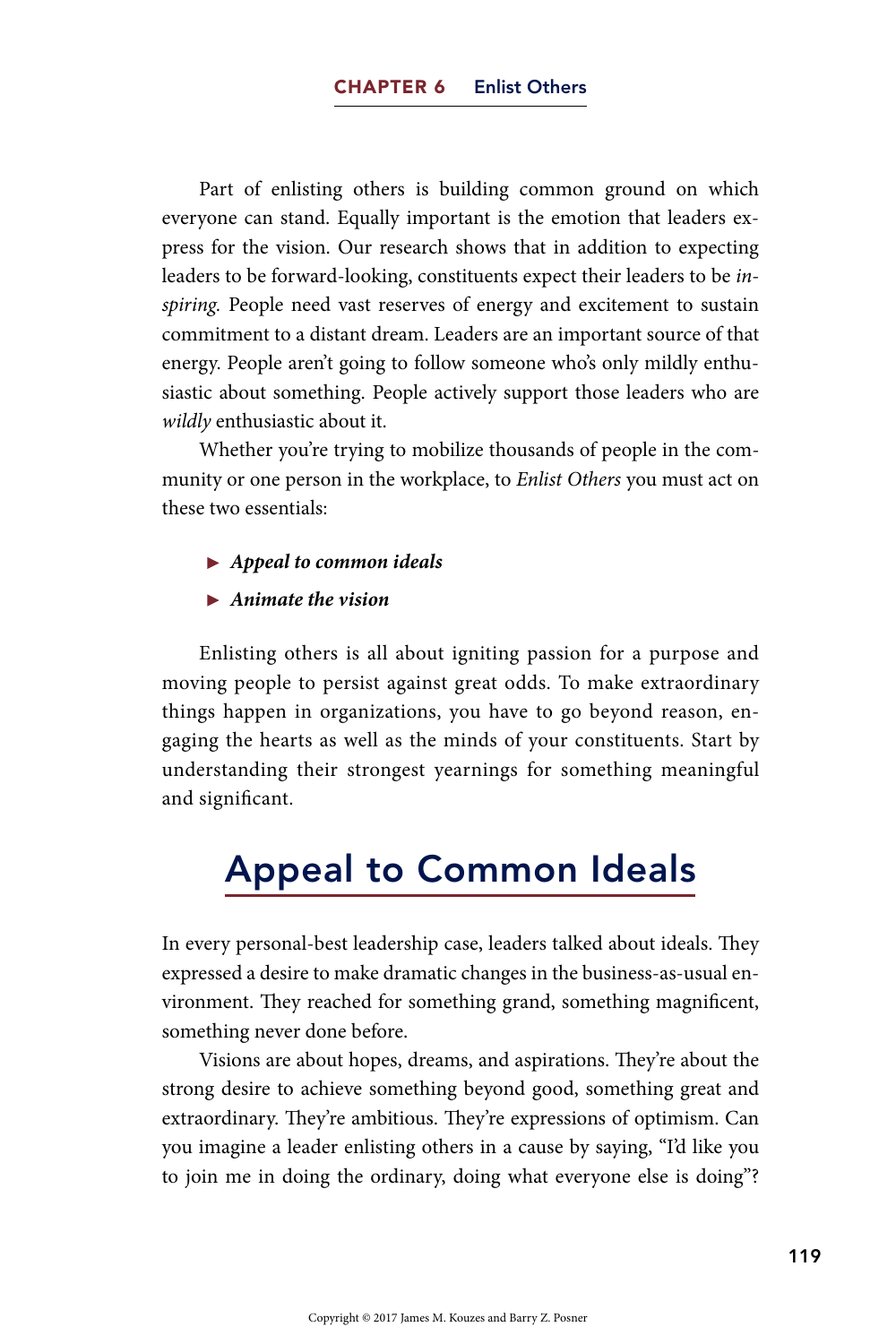Part of enlisting others is building common ground on which everyone can stand. Equally important is the emotion that leaders express for the vision. Our research shows that in addition to expecting leaders to be forward-looking, constituents expect their leaders to be *inspiring*. People need vast reserves of energy and excitement to sustain commitment to a distant dream. Leaders are an important source of that energy. People aren't going to follow someone who's only mildly enthusiastic about something. People actively support those leaders who are *wildly* enthusiastic about it.

Whether you're trying to mobilize thousands of people in the community or one person in the workplace, to *Enlist Others* you must act on these two essentials:

- ***Appeal to common ideals***
- ***Animate the vision***

Enlisting others is all about igniting passion for a purpose and moving people to persist against great odds. To make extraordinary things happen in organizations, you have to go beyond reason, engaging the hearts as well as the minds of your constituents. Start by understanding their strongest yearnings for something meaningful and significant.

## Appeal to Common Ideals

In every personal-best leadership case, leaders talked about ideals. They expressed a desire to make dramatic changes in the business-as-usual environment. They reached for something grand, something magnificent, something never done before.

Visions are about hopes, dreams, and aspirations. They're about the strong desire to achieve something beyond good, something great and extraordinary. They're ambitious. They're expressions of optimism. Can you imagine a leader enlisting others in a cause by saying, "I'd like you to join me in doing the ordinary, doing what everyone else is doing"?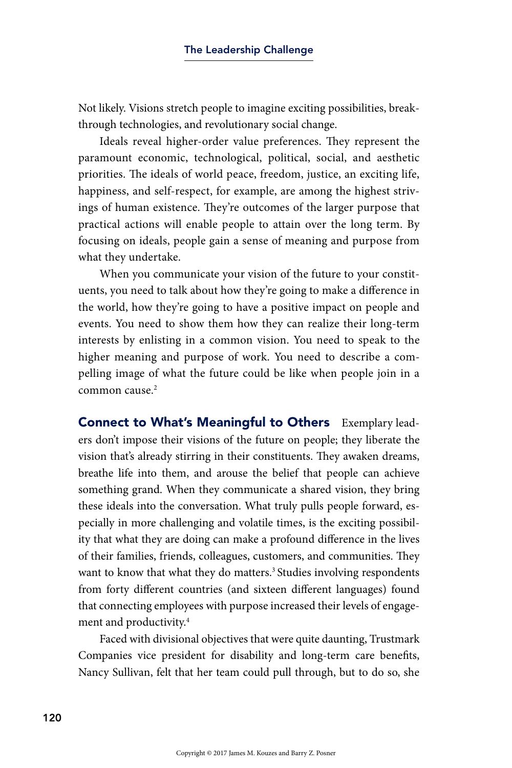Not likely. Visions stretch people to imagine exciting possibilities, breakthrough technologies, and revolutionary social change.

Ideals reveal higher-order value preferences. They represent the paramount economic, technological, political, social, and aesthetic priorities. The ideals of world peace, freedom, justice, an exciting life, happiness, and self-respect, for example, are among the highest strivings of human existence. They're outcomes of the larger purpose that practical actions will enable people to attain over the long term. By focusing on ideals, people gain a sense of meaning and purpose from what they undertake.

When you communicate your vision of the future to your constituents, you need to talk about how they're going to make a difference in the world, how they're going to have a positive impact on people and events. You need to show them how they can realize their long-term interests by enlisting in a common vision. You need to speak to the higher meaning and purpose of work. You need to describe a compelling image of what the future could be like when people join in a common cause.[2]

**Connect to What's Meaningful to Others** Exemplary leaders don't impose their visions of the future on people; they liberate the vision that's already stirring in their constituents. They awaken dreams, breathe life into them, and arouse the belief that people can achieve something grand. When they communicate a shared vision, they bring these ideals into the conversation. What truly pulls people forward, especially in more challenging and volatile times, is the exciting possibility that what they are doing can make a profound difference in the lives of their families, friends, colleagues, customers, and communities. They want to know that what they do matters.[3] Studies involving respondents from forty different countries (and sixteen different languages) found that connecting employees with purpose increased their levels of engagement and productivity.[4]

Faced with divisional objectives that were quite daunting, Trustmark Companies vice president for disability and long-term care benefits, Nancy Sullivan, felt that her team could pull through, but to do so, she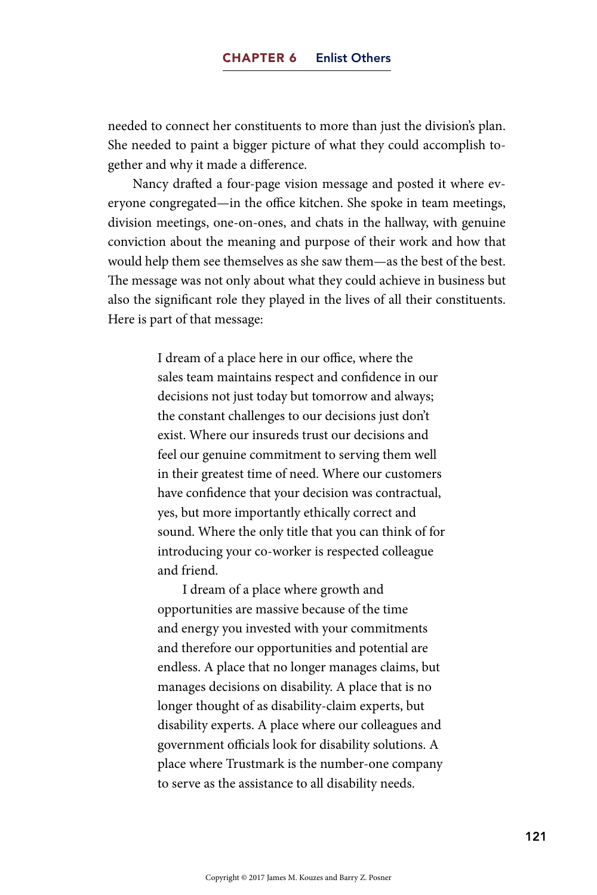needed to connect her constituents to more than just the division's plan. She needed to paint a bigger picture of what they could accomplish together and why it made a difference.

Nancy drafted a four-page vision message and posted it where everyone congregated—in the office kitchen. She spoke in team meetings, division meetings, one-on-ones, and chats in the hallway, with genuine conviction about the meaning and purpose of their work and how that would help them see themselves as she saw them—as the best of the best. The message was not only about what they could achieve in business but also the significant role they played in the lives of all their constituents. Here is part of that message:

> I dream of a place here in our office, where the sales team maintains respect and confidence in our decisions not just today but tomorrow and always; the constant challenges to our decisions just don't exist. Where our insureds trust our decisions and feel our genuine commitment to serving them well in their greatest time of need. Where our customers have confidence that your decision was contractual, yes, but more importantly ethically correct and sound. Where the only title that you can think of for introducing your co-worker is respected colleague and friend.
>
> I dream of a place where growth and opportunities are massive because of the time and energy you invested with your commitments and therefore our opportunities and potential are endless. A place that no longer manages claims, but manages decisions on disability. A place that is no longer thought of as disability-claim experts, but disability experts. A place where our colleagues and government officials look for disability solutions. A place where Trustmark is the number-one company to serve as the assistance to all disability needs.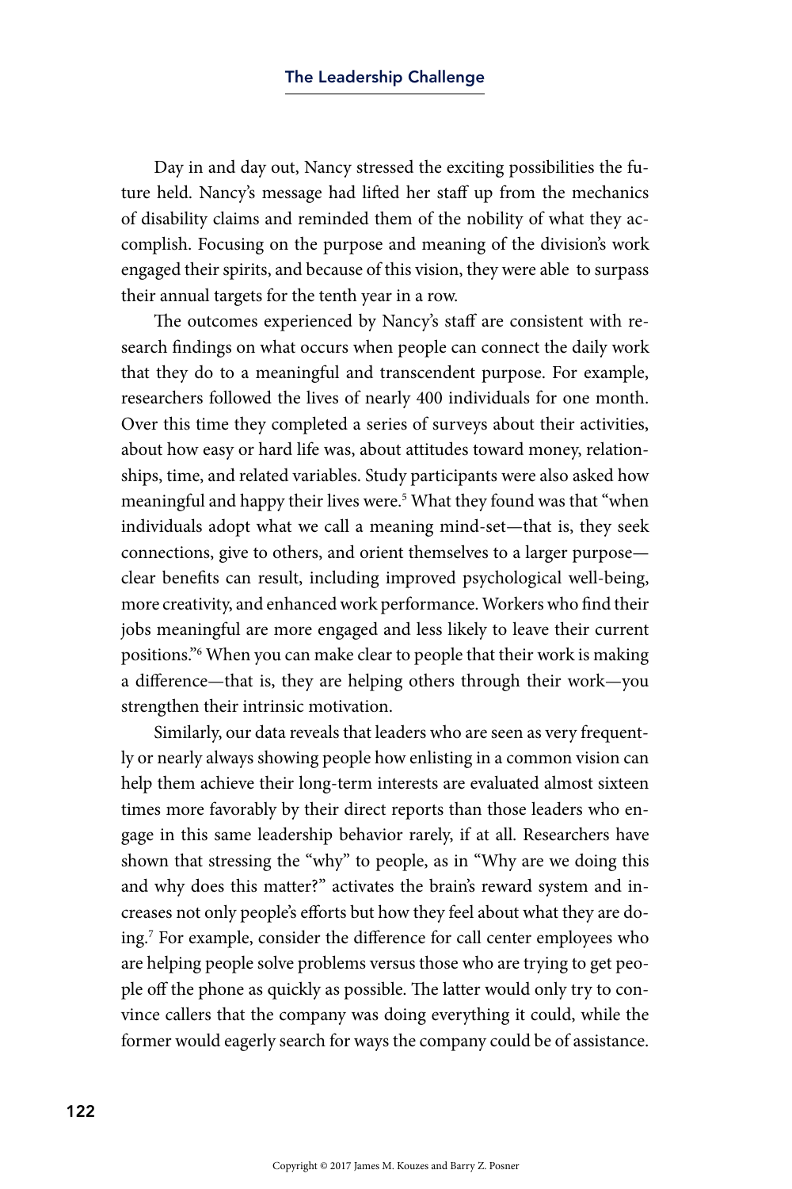Day in and day out, Nancy stressed the exciting possibilities the future held. Nancy's message had lifted her staff up from the mechanics of disability claims and reminded them of the nobility of what they accomplish. Focusing on the purpose and meaning of the division's work engaged their spirits, and because of this vision, they were able to surpass their annual targets for the tenth year in a row.

The outcomes experienced by Nancy's staff are consistent with research findings on what occurs when people can connect the daily work that they do to a meaningful and transcendent purpose. For example, researchers followed the lives of nearly 400 individuals for one month. Over this time they completed a series of surveys about their activities, about how easy or hard life was, about attitudes toward money, relationships, time, and related variables. Study participants were also asked how meaningful and happy their lives were.[5] What they found was that "when individuals adopt what we call a meaning mind-set—that is, they seek connections, give to others, and orient themselves to a larger purpose—clear benefits can result, including improved psychological well-being, more creativity, and enhanced work performance. Workers who find their jobs meaningful are more engaged and less likely to leave their current positions."[6] When you can make clear to people that their work is making a difference—that is, they are helping others through their work—you strengthen their intrinsic motivation.

Similarly, our data reveals that leaders who are seen as very frequently or nearly always showing people how enlisting in a common vision can help them achieve their long-term interests are evaluated almost sixteen times more favorably by their direct reports than those leaders who engage in this same leadership behavior rarely, if at all. Researchers have shown that stressing the "why" to people, as in "Why are we doing this and why does this matter?" activates the brain's reward system and increases not only people's efforts but how they feel about what they are doing.[7] For example, consider the difference for call center employees who are helping people solve problems versus those who are trying to get people off the phone as quickly as possible. The latter would only try to convince callers that the company was doing everything it could, while the former would eagerly search for ways the company could be of assistance.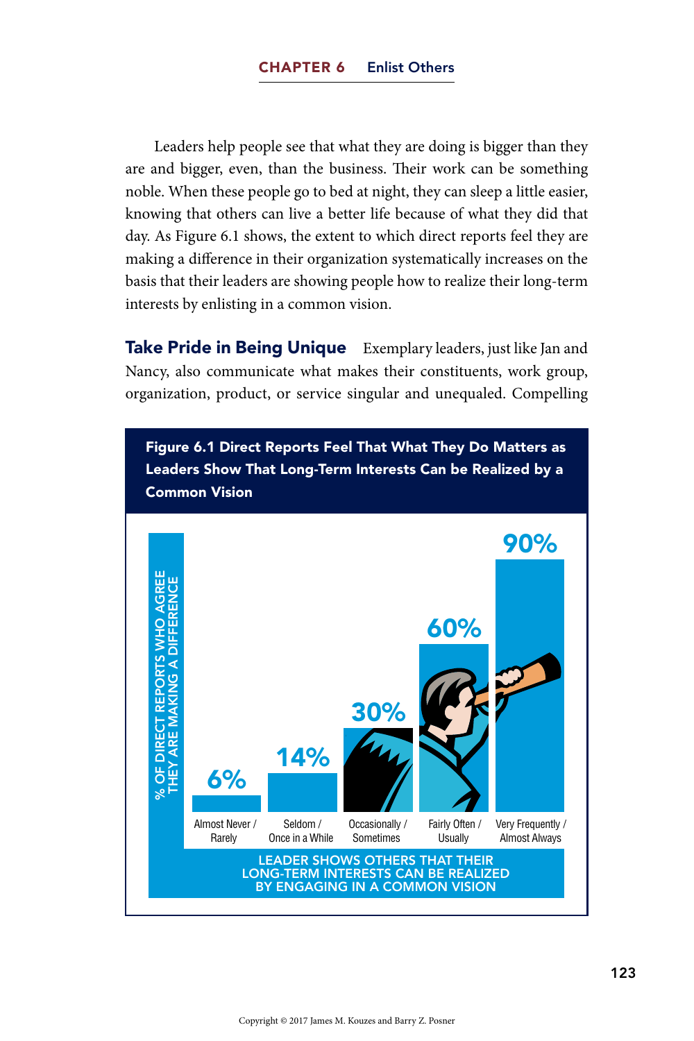Leaders help people see that what they are doing is bigger than they are and bigger, even, than the business. Their work can be something noble. When these people go to bed at night, they can sleep a little easier, knowing that others can live a better life because of what they did that day. As Figure 6.1 shows, the extent to which direct reports feel they are making a difference in their organization systematically increases on the basis that their leaders are showing people how to realize their long-term interests by enlisting in a common vision.

**Take Pride in Being Unique** Exemplary leaders, just like Jan and Nancy, also communicate what makes their constituents, work group, organization, product, or service singular and unequaled. Compelling

**Figure 6.1 Direct Reports Feel That What They Do Matters as Leaders Show That Long-Term Interests Can be Realized by a Common Vision**

| Leader shows others their long-term interests can be realized by engaging in a common vision | % of direct reports who agree they are making a difference |
|---|---|
| Almost Never / Rarely | 6% |
| Seldom / Once in a While | 14% |
| Occasionally / Sometimes | 30% |
| Fairly Often / Usually | 60% |
| Very Frequently / Almost Always | 90% |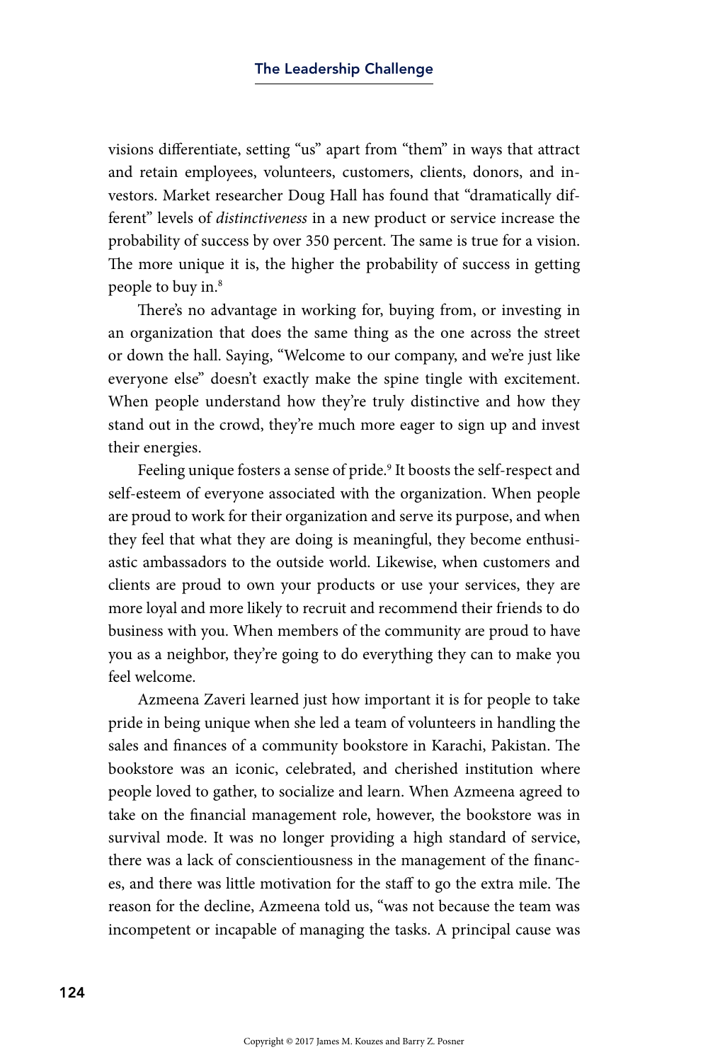visions differentiate, setting "us" apart from "them" in ways that attract and retain employees, volunteers, customers, clients, donors, and investors. Market researcher Doug Hall has found that "dramatically different" levels of *distinctiveness* in a new product or service increase the probability of success by over 350 percent. The same is true for a vision. The more unique it is, the higher the probability of success in getting people to buy in.[8]

There's no advantage in working for, buying from, or investing in an organization that does the same thing as the one across the street or down the hall. Saying, "Welcome to our company, and we're just like everyone else" doesn't exactly make the spine tingle with excitement. When people understand how they're truly distinctive and how they stand out in the crowd, they're much more eager to sign up and invest their energies.

Feeling unique fosters a sense of pride.[9] It boosts the self-respect and self-esteem of everyone associated with the organization. When people are proud to work for their organization and serve its purpose, and when they feel that what they are doing is meaningful, they become enthusiastic ambassadors to the outside world. Likewise, when customers and clients are proud to own your products or use your services, they are more loyal and more likely to recruit and recommend their friends to do business with you. When members of the community are proud to have you as a neighbor, they're going to do everything they can to make you feel welcome.

Azmeena Zaveri learned just how important it is for people to take pride in being unique when she led a team of volunteers in handling the sales and finances of a community bookstore in Karachi, Pakistan. The bookstore was an iconic, celebrated, and cherished institution where people loved to gather, to socialize and learn. When Azmeena agreed to take on the financial management role, however, the bookstore was in survival mode. It was no longer providing a high standard of service, there was a lack of conscientiousness in the management of the finances, and there was little motivation for the staff to go the extra mile. The reason for the decline, Azmeena told us, "was not because the team was incompetent or incapable of managing the tasks. A principal cause was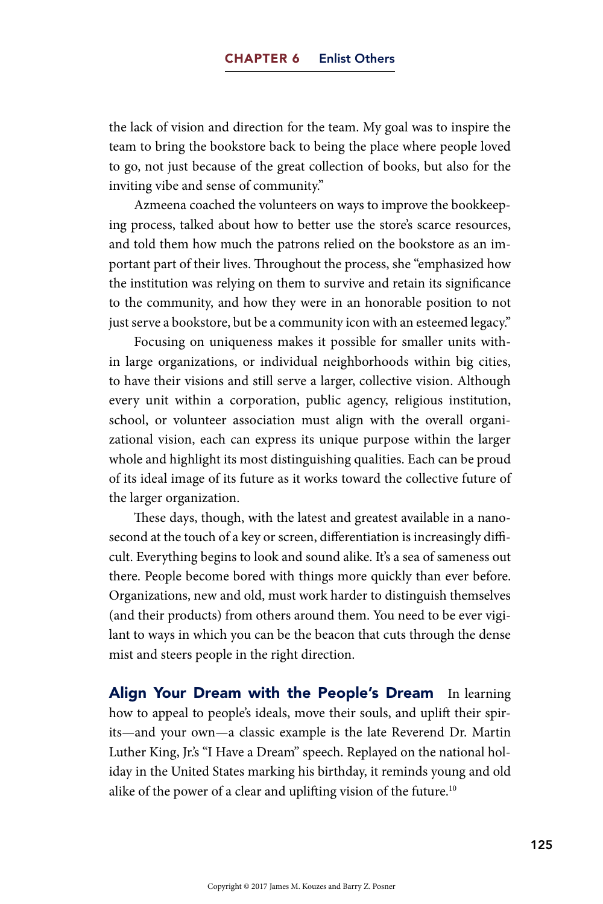the lack of vision and direction for the team. My goal was to inspire the team to bring the bookstore back to being the place where people loved to go, not just because of the great collection of books, but also for the inviting vibe and sense of community."

Azmeena coached the volunteers on ways to improve the bookkeeping process, talked about how to better use the store's scarce resources, and told them how much the patrons relied on the bookstore as an important part of their lives. Throughout the process, she "emphasized how the institution was relying on them to survive and retain its significance to the community, and how they were in an honorable position to not just serve a bookstore, but be a community icon with an esteemed legacy."

Focusing on uniqueness makes it possible for smaller units within large organizations, or individual neighborhoods within big cities, to have their visions and still serve a larger, collective vision. Although every unit within a corporation, public agency, religious institution, school, or volunteer association must align with the overall organizational vision, each can express its unique purpose within the larger whole and highlight its most distinguishing qualities. Each can be proud of its ideal image of its future as it works toward the collective future of the larger organization.

These days, though, with the latest and greatest available in a nanosecond at the touch of a key or screen, differentiation is increasingly difficult. Everything begins to look and sound alike. It's a sea of sameness out there. People become bored with things more quickly than ever before. Organizations, new and old, must work harder to distinguish themselves (and their products) from others around them. You need to be ever vigilant to ways in which you can be the beacon that cuts through the dense mist and steers people in the right direction.

**Align Your Dream with the People's Dream** In learning how to appeal to people's ideals, move their souls, and uplift their spirits—and your own—a classic example is the late Reverend Dr. Martin Luther King, Jr.'s "I Have a Dream" speech. Replayed on the national holiday in the United States marking his birthday, it reminds young and old alike of the power of a clear and uplifting vision of the future.[10]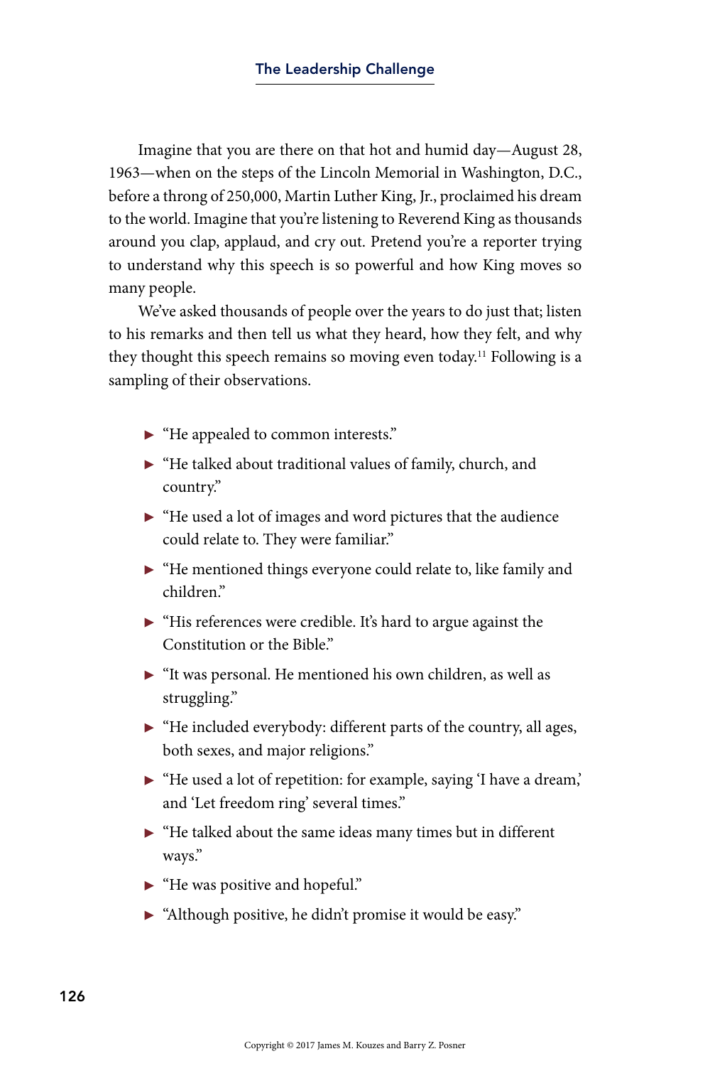Imagine that you are there on that hot and humid day—August 28, 1963—when on the steps of the Lincoln Memorial in Washington, D.C., before a throng of 250,000, Martin Luther King, Jr., proclaimed his dream to the world. Imagine that you're listening to Reverend King as thousands around you clap, applaud, and cry out. Pretend you're a reporter trying to understand why this speech is so powerful and how King moves so many people.

We've asked thousands of people over the years to do just that; listen to his remarks and then tell us what they heard, how they felt, and why they thought this speech remains so moving even today.[11] Following is a sampling of their observations.

- "He appealed to common interests."
- "He talked about traditional values of family, church, and country."
- "He used a lot of images and word pictures that the audience could relate to. They were familiar."
- "He mentioned things everyone could relate to, like family and children."
- "His references were credible. It's hard to argue against the Constitution or the Bible."
- "It was personal. He mentioned his own children, as well as struggling."
- "He included everybody: different parts of the country, all ages, both sexes, and major religions."
- "He used a lot of repetition: for example, saying 'I have a dream,' and 'Let freedom ring' several times."
- "He talked about the same ideas many times but in different ways."
- "He was positive and hopeful."
- "Although positive, he didn't promise it would be easy."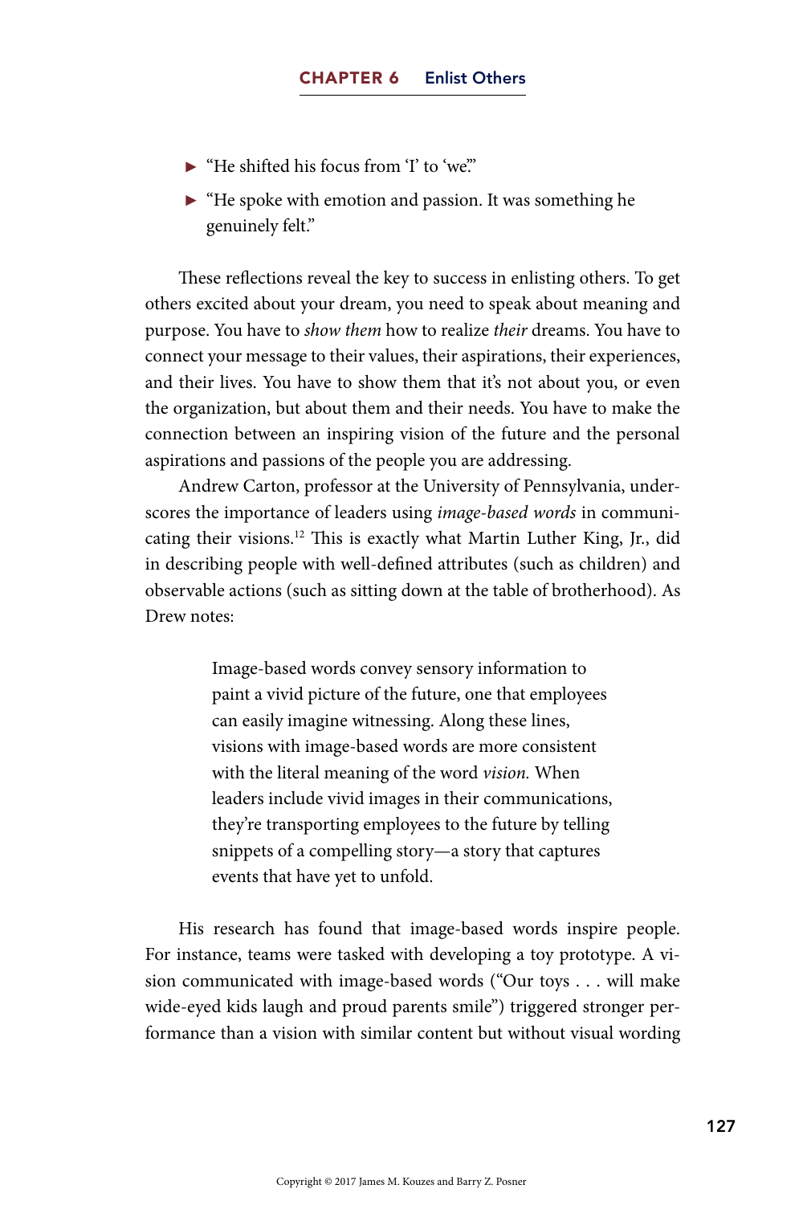- "He shifted his focus from 'I' to 'we.'"
- "He spoke with emotion and passion. It was something he genuinely felt."

These reflections reveal the key to success in enlisting others. To get others excited about your dream, you need to speak about meaning and purpose. You have to *show them* how to realize *their* dreams. You have to connect your message to their values, their aspirations, their experiences, and their lives. You have to show them that it's not about you, or even the organization, but about them and their needs. You have to make the connection between an inspiring vision of the future and the personal aspirations and passions of the people you are addressing.

Andrew Carton, professor at the University of Pennsylvania, underscores the importance of leaders using *image-based words* in communicating their visions.[12] This is exactly what Martin Luther King, Jr., did in describing people with well-defined attributes (such as children) and observable actions (such as sitting down at the table of brotherhood). As Drew notes:

> Image-based words convey sensory information to paint a vivid picture of the future, one that employees can easily imagine witnessing. Along these lines, visions with image-based words are more consistent with the literal meaning of the word *vision.* When leaders include vivid images in their communications, they're transporting employees to the future by telling snippets of a compelling story—a story that captures events that have yet to unfold.

His research has found that image-based words inspire people. For instance, teams were tasked with developing a toy prototype. A vision communicated with image-based words ("Our toys . . . will make wide-eyed kids laugh and proud parents smile") triggered stronger performance than a vision with similar content but without visual wording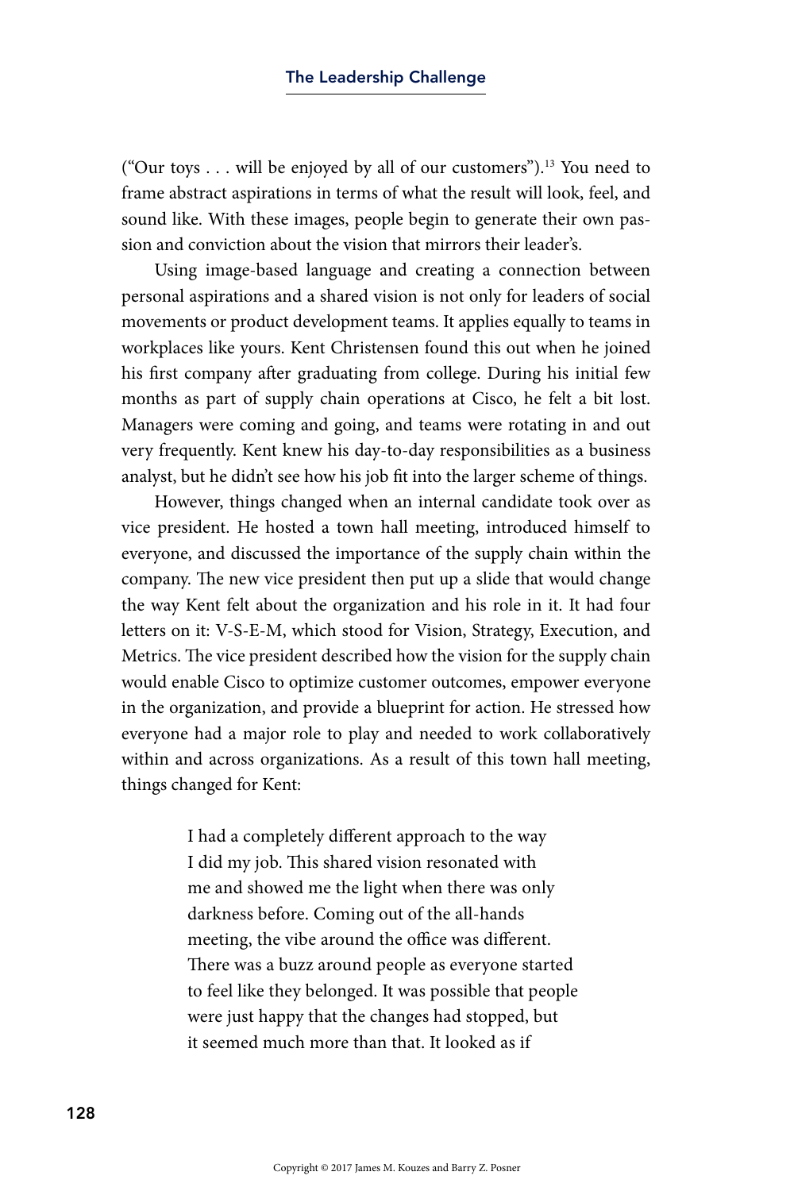("Our toys . . . will be enjoyed by all of our customers").[13] You need to frame abstract aspirations in terms of what the result will look, feel, and sound like. With these images, people begin to generate their own passion and conviction about the vision that mirrors their leader's.

Using image-based language and creating a connection between personal aspirations and a shared vision is not only for leaders of social movements or product development teams. It applies equally to teams in workplaces like yours. Kent Christensen found this out when he joined his first company after graduating from college. During his initial few months as part of supply chain operations at Cisco, he felt a bit lost. Managers were coming and going, and teams were rotating in and out very frequently. Kent knew his day-to-day responsibilities as a business analyst, but he didn't see how his job fit into the larger scheme of things.

However, things changed when an internal candidate took over as vice president. He hosted a town hall meeting, introduced himself to everyone, and discussed the importance of the supply chain within the company. The new vice president then put up a slide that would change the way Kent felt about the organization and his role in it. It had four letters on it: V-S-E-M, which stood for Vision, Strategy, Execution, and Metrics. The vice president described how the vision for the supply chain would enable Cisco to optimize customer outcomes, empower everyone in the organization, and provide a blueprint for action. He stressed how everyone had a major role to play and needed to work collaboratively within and across organizations. As a result of this town hall meeting, things changed for Kent:

> I had a completely different approach to the way I did my job. This shared vision resonated with me and showed me the light when there was only darkness before. Coming out of the all-hands meeting, the vibe around the office was different. There was a buzz around people as everyone started to feel like they belonged. It was possible that people were just happy that the changes had stopped, but it seemed much more than that. It looked as if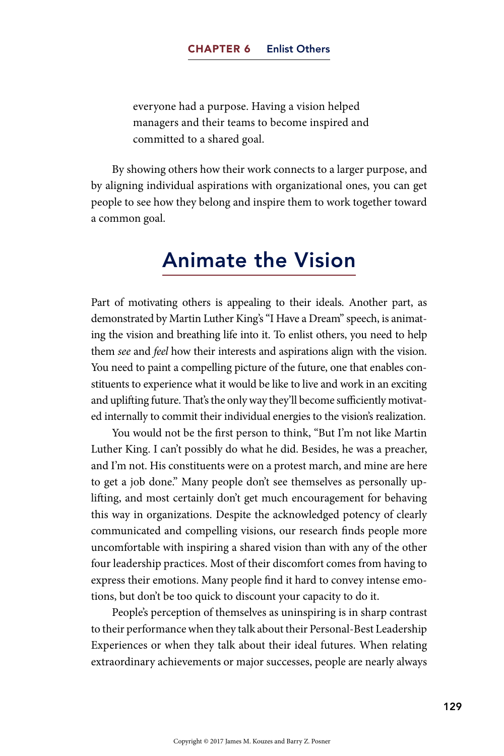everyone had a purpose. Having a vision helped managers and their teams to become inspired and committed to a shared goal.

By showing others how their work connects to a larger purpose, and by aligning individual aspirations with organizational ones, you can get people to see how they belong and inspire them to work together toward a common goal.

## Animate the Vision

Part of motivating others is appealing to their ideals. Another part, as demonstrated by Martin Luther King's "I Have a Dream" speech, is animating the vision and breathing life into it. To enlist others, you need to help them *see* and *feel* how their interests and aspirations align with the vision. You need to paint a compelling picture of the future, one that enables constituents to experience what it would be like to live and work in an exciting and uplifting future. That's the only way they'll become sufficiently motivated internally to commit their individual energies to the vision's realization.

You would not be the first person to think, "But I'm not like Martin Luther King. I can't possibly do what he did. Besides, he was a preacher, and I'm not. His constituents were on a protest march, and mine are here to get a job done." Many people don't see themselves as personally uplifting, and most certainly don't get much encouragement for behaving this way in organizations. Despite the acknowledged potency of clearly communicated and compelling visions, our research finds people more uncomfortable with inspiring a shared vision than with any of the other four leadership practices. Most of their discomfort comes from having to express their emotions. Many people find it hard to convey intense emotions, but don't be too quick to discount your capacity to do it.

People's perception of themselves as uninspiring is in sharp contrast to their performance when they talk about their Personal-Best Leadership Experiences or when they talk about their ideal futures. When relating extraordinary achievements or major successes, people are nearly always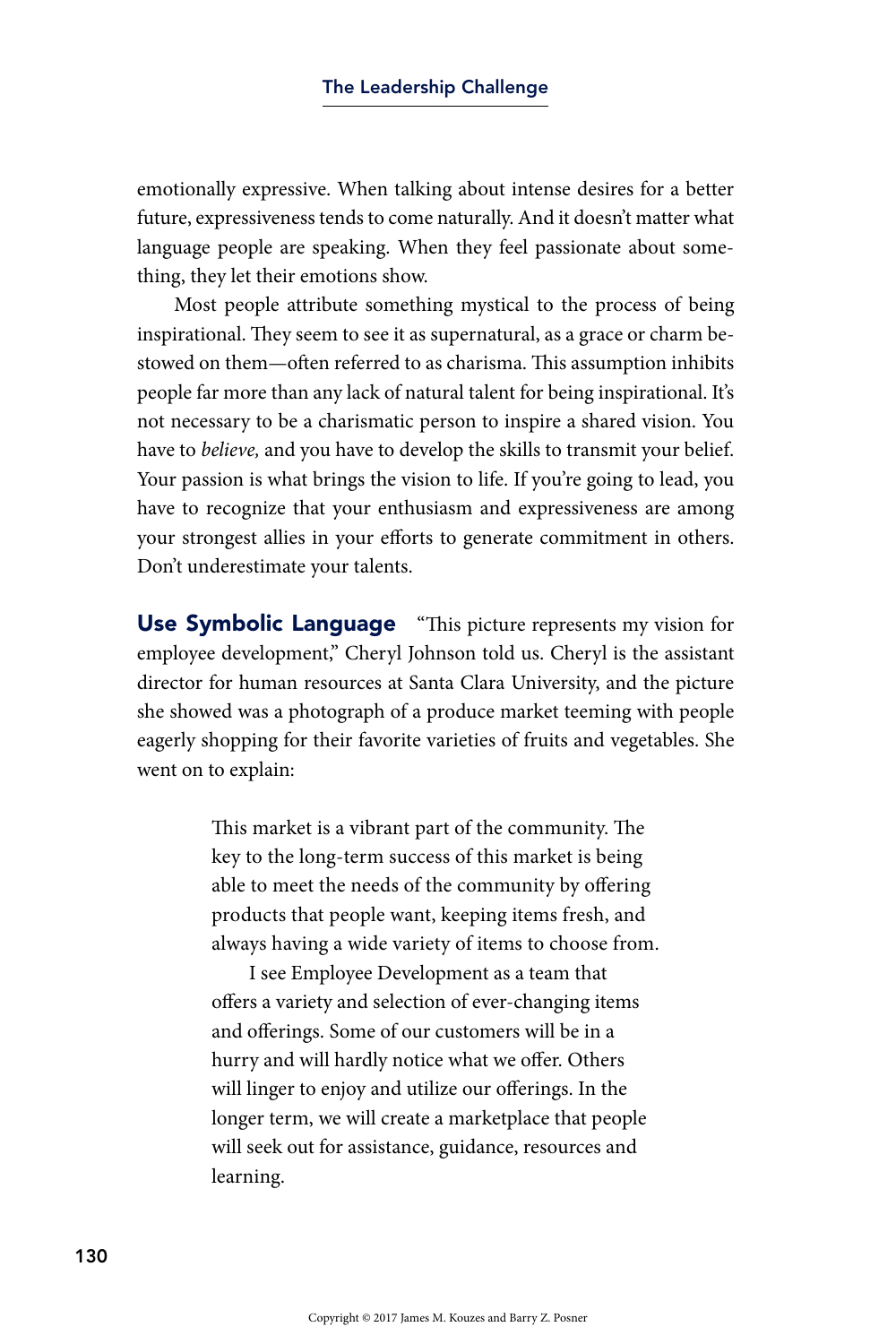emotionally expressive. When talking about intense desires for a better future, expressiveness tends to come naturally. And it doesn't matter what language people are speaking. When they feel passionate about something, they let their emotions show.

Most people attribute something mystical to the process of being inspirational. They seem to see it as supernatural, as a grace or charm bestowed on them—often referred to as charisma. This assumption inhibits people far more than any lack of natural talent for being inspirational. It's not necessary to be a charismatic person to inspire a shared vision. You have to *believe,* and you have to develop the skills to transmit your belief. Your passion is what brings the vision to life. If you're going to lead, you have to recognize that your enthusiasm and expressiveness are among your strongest allies in your efforts to generate commitment in others. Don't underestimate your talents.

**Use Symbolic Language** "This picture represents my vision for employee development," Cheryl Johnson told us. Cheryl is the assistant director for human resources at Santa Clara University, and the picture she showed was a photograph of a produce market teeming with people eagerly shopping for their favorite varieties of fruits and vegetables. She went on to explain:

> This market is a vibrant part of the community. The key to the long-term success of this market is being able to meet the needs of the community by offering products that people want, keeping items fresh, and always having a wide variety of items to choose from.
>
> I see Employee Development as a team that offers a variety and selection of ever-changing items and offerings. Some of our customers will be in a hurry and will hardly notice what we offer. Others will linger to enjoy and utilize our offerings. In the longer term, we will create a marketplace that people will seek out for assistance, guidance, resources and learning.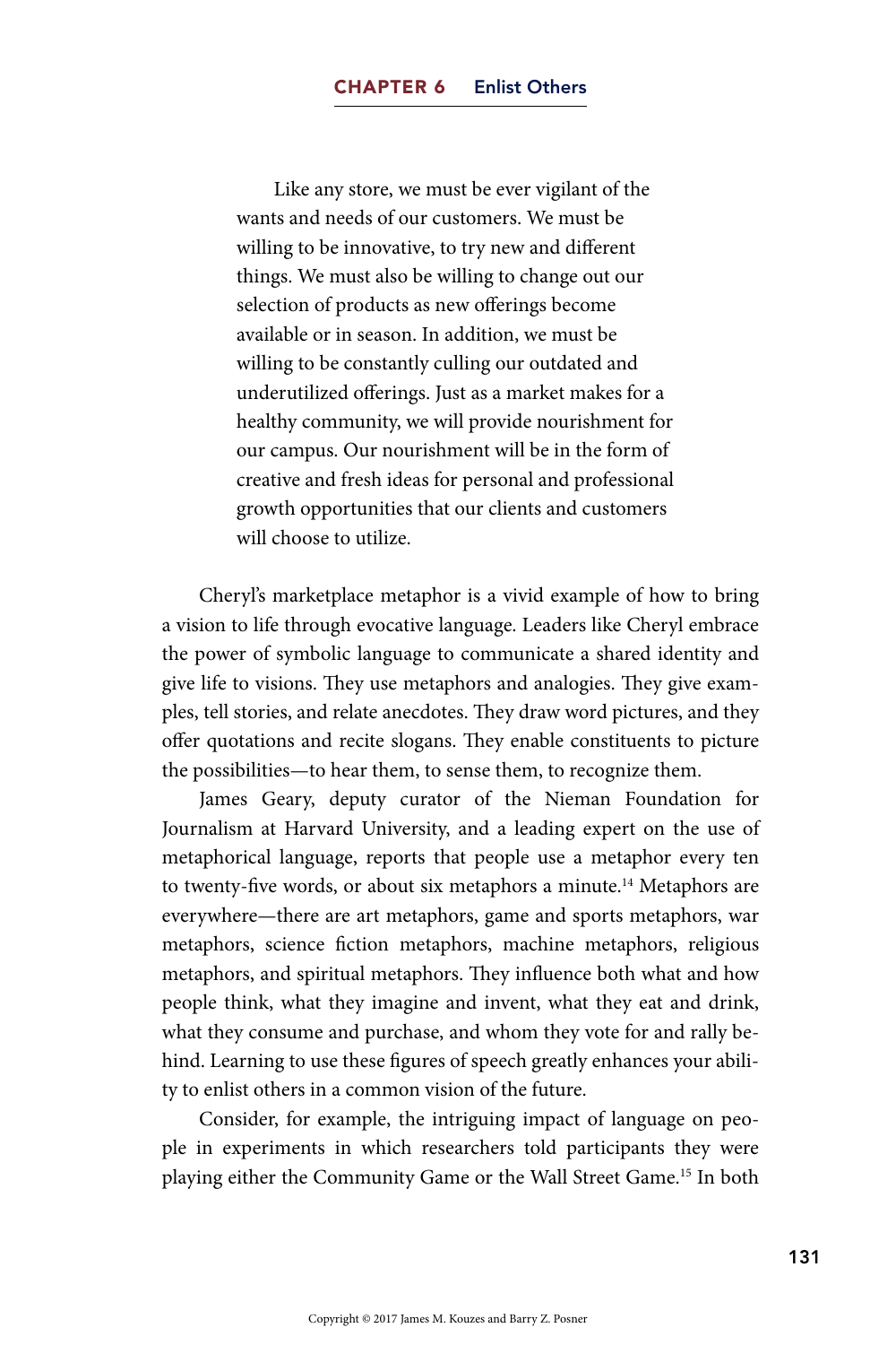> Like any store, we must be ever vigilant of the wants and needs of our customers. We must be willing to be innovative, to try new and different things. We must also be willing to change out our selection of products as new offerings become available or in season. In addition, we must be willing to be constantly culling our outdated and underutilized offerings. Just as a market makes for a healthy community, we will provide nourishment for our campus. Our nourishment will be in the form of creative and fresh ideas for personal and professional growth opportunities that our clients and customers will choose to utilize.

Cheryl's marketplace metaphor is a vivid example of how to bring a vision to life through evocative language. Leaders like Cheryl embrace the power of symbolic language to communicate a shared identity and give life to visions. They use metaphors and analogies. They give examples, tell stories, and relate anecdotes. They draw word pictures, and they offer quotations and recite slogans. They enable constituents to picture the possibilities—to hear them, to sense them, to recognize them.

James Geary, deputy curator of the Nieman Foundation for Journalism at Harvard University, and a leading expert on the use of metaphorical language, reports that people use a metaphor every ten to twenty-five words, or about six metaphors a minute.[14] Metaphors are everywhere—there are art metaphors, game and sports metaphors, war metaphors, science fiction metaphors, machine metaphors, religious metaphors, and spiritual metaphors. They influence both what and how people think, what they imagine and invent, what they eat and drink, what they consume and purchase, and whom they vote for and rally behind. Learning to use these figures of speech greatly enhances your ability to enlist others in a common vision of the future.

Consider, for example, the intriguing impact of language on people in experiments in which researchers told participants they were playing either the Community Game or the Wall Street Game.[15] In both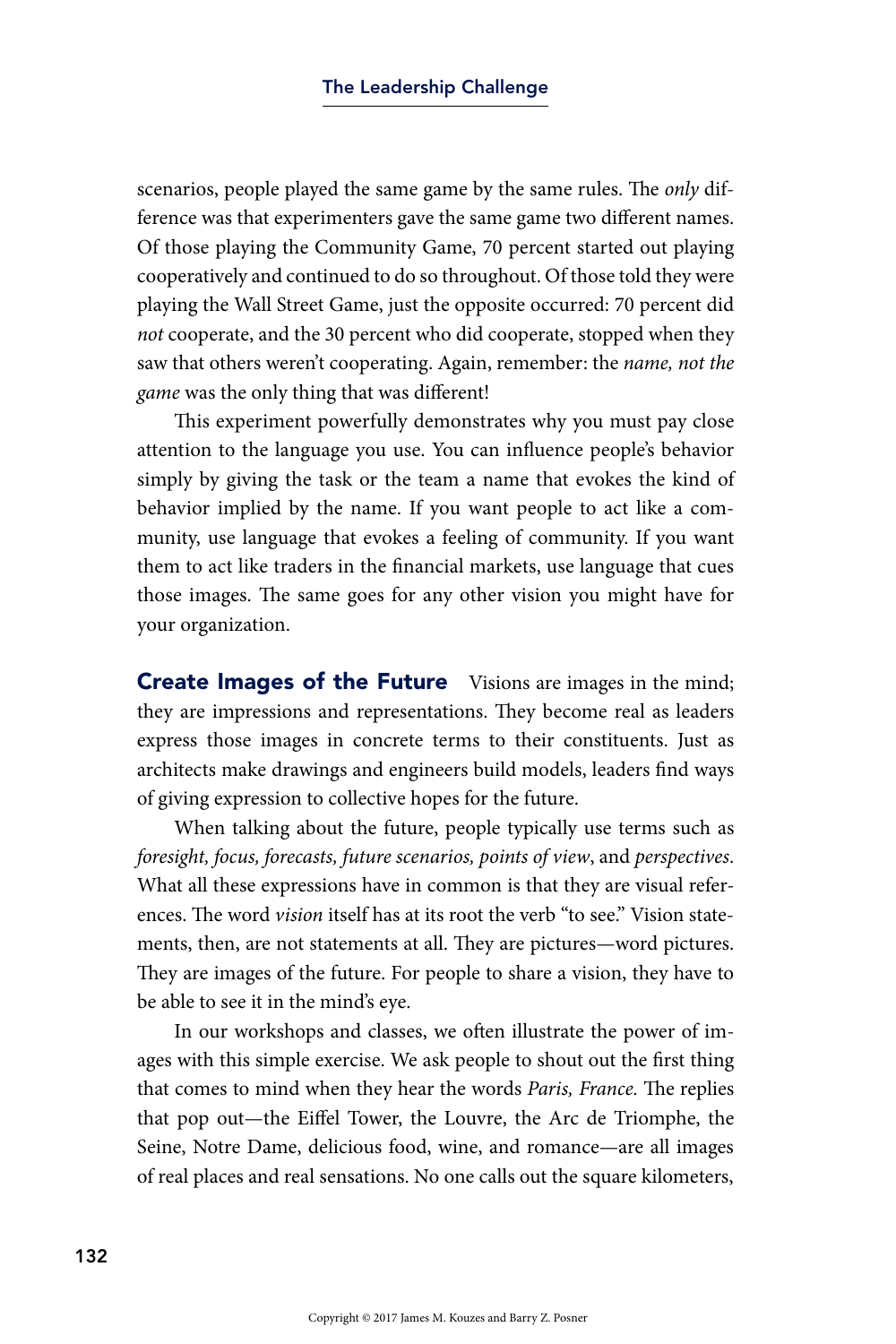scenarios, people played the same game by the same rules. The *only* difference was that experimenters gave the same game two different names. Of those playing the Community Game, 70 percent started out playing cooperatively and continued to do so throughout. Of those told they were playing the Wall Street Game, just the opposite occurred: 70 percent did *not* cooperate, and the 30 percent who did cooperate, stopped when they saw that others weren't cooperating. Again, remember: the *name, not the game* was the only thing that was different!

This experiment powerfully demonstrates why you must pay close attention to the language you use. You can influence people's behavior simply by giving the task or the team a name that evokes the kind of behavior implied by the name. If you want people to act like a community, use language that evokes a feeling of community. If you want them to act like traders in the financial markets, use language that cues those images. The same goes for any other vision you might have for your organization.

**Create Images of the Future** Visions are images in the mind; they are impressions and representations. They become real as leaders express those images in concrete terms to their constituents. Just as architects make drawings and engineers build models, leaders find ways of giving expression to collective hopes for the future.

When talking about the future, people typically use terms such as *foresight, focus, forecasts, future scenarios, points of view*, and *perspectives*. What all these expressions have in common is that they are visual references. The word *vision* itself has at its root the verb "to see." Vision statements, then, are not statements at all. They are pictures—word pictures. They are images of the future. For people to share a vision, they have to be able to see it in the mind's eye.

In our workshops and classes, we often illustrate the power of images with this simple exercise. We ask people to shout out the first thing that comes to mind when they hear the words *Paris, France.* The replies that pop out—the Eiffel Tower, the Louvre, the Arc de Triomphe, the Seine, Notre Dame, delicious food, wine, and romance—are all images of real places and real sensations. No one calls out the square kilometers,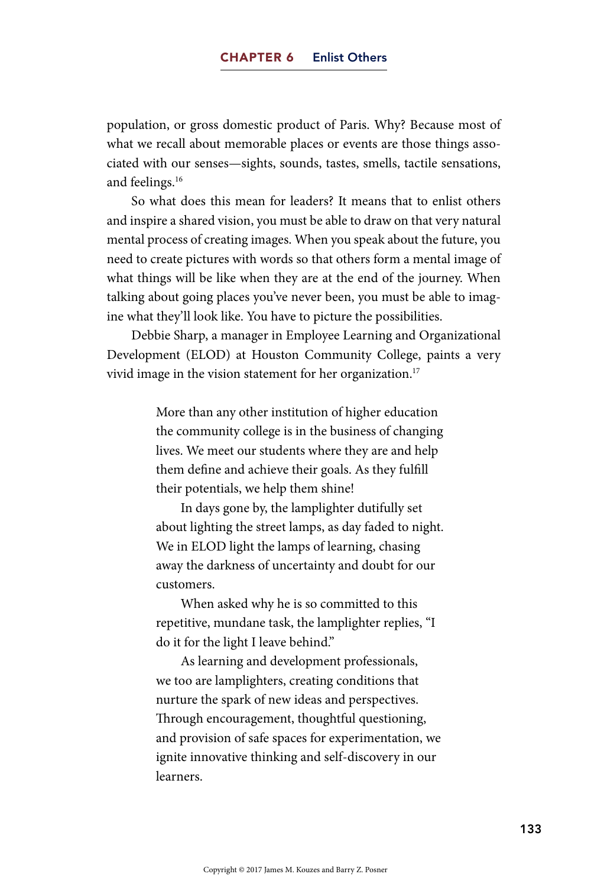population, or gross domestic product of Paris. Why? Because most of what we recall about memorable places or events are those things associated with our senses—sights, sounds, tastes, smells, tactile sensations, and feelings.[16]

So what does this mean for leaders? It means that to enlist others and inspire a shared vision, you must be able to draw on that very natural mental process of creating images. When you speak about the future, you need to create pictures with words so that others form a mental image of what things will be like when they are at the end of the journey. When talking about going places you've never been, you must be able to imagine what they'll look like. You have to picture the possibilities.

Debbie Sharp, a manager in Employee Learning and Organizational Development (ELOD) at Houston Community College, paints a very vivid image in the vision statement for her organization.[17]

> More than any other institution of higher education the community college is in the business of changing lives. We meet our students where they are and help them define and achieve their goals. As they fulfill their potentials, we help them shine!
>
> In days gone by, the lamplighter dutifully set about lighting the street lamps, as day faded to night. We in ELOD light the lamps of learning, chasing away the darkness of uncertainty and doubt for our customers.
>
> When asked why he is so committed to this repetitive, mundane task, the lamplighter replies, "I do it for the light I leave behind."
>
> As learning and development professionals, we too are lamplighters, creating conditions that nurture the spark of new ideas and perspectives. Through encouragement, thoughtful questioning, and provision of safe spaces for experimentation, we ignite innovative thinking and self-discovery in our learners.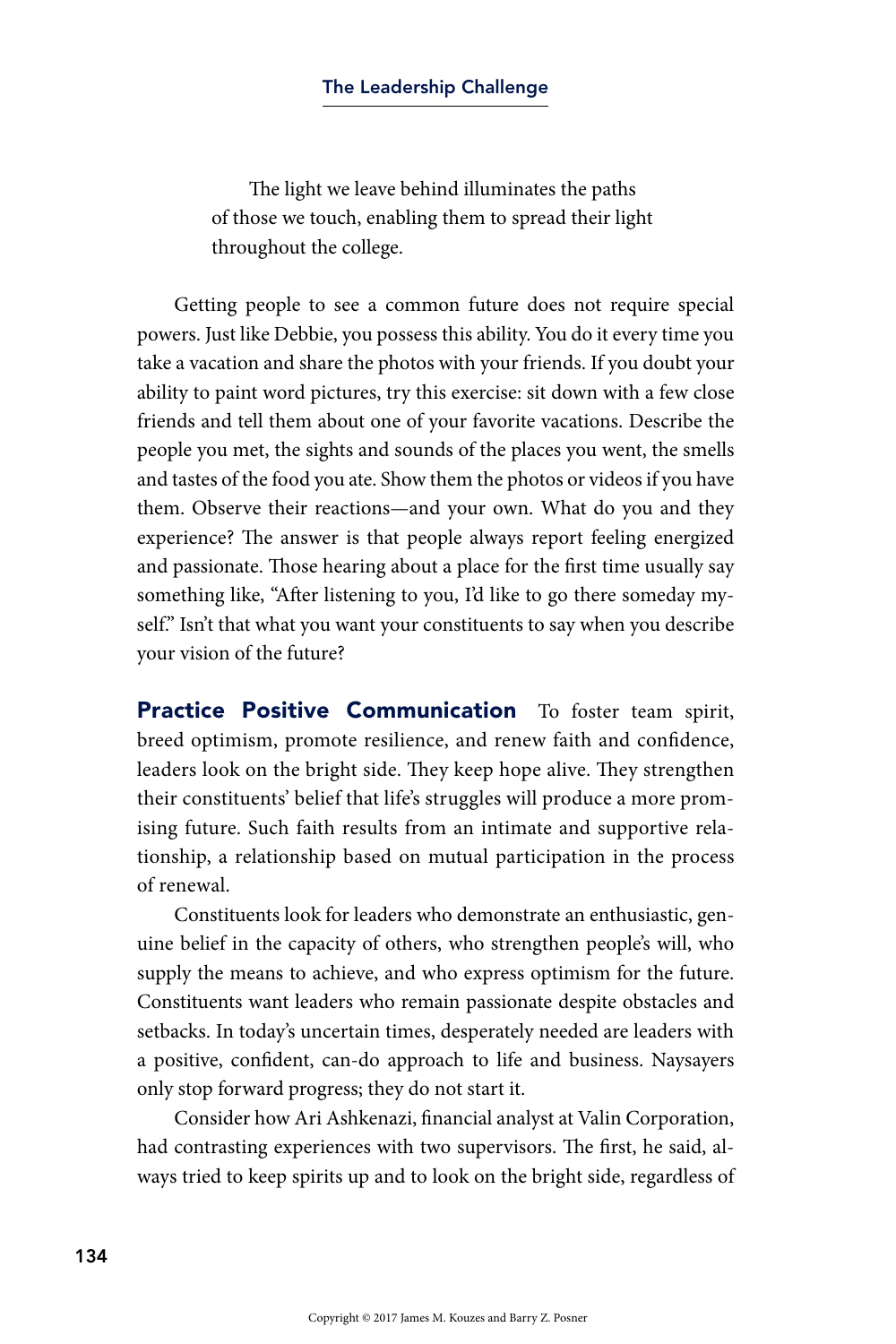The light we leave behind illuminates the paths
of those we touch, enabling them to spread their light
throughout the college.

Getting people to see a common future does not require special powers. Just like Debbie, you possess this ability. You do it every time you take a vacation and share the photos with your friends. If you doubt your ability to paint word pictures, try this exercise: sit down with a few close friends and tell them about one of your favorite vacations. Describe the people you met, the sights and sounds of the places you went, the smells and tastes of the food you ate. Show them the photos or videos if you have them. Observe their reactions—and your own. What do you and they experience? The answer is that people always report feeling energized and passionate. Those hearing about a place for the first time usually say something like, "After listening to you, I'd like to go there someday myself." Isn't that what you want your constituents to say when you describe your vision of the future?

**Practice Positive Communication** To foster team spirit, breed optimism, promote resilience, and renew faith and confidence, leaders look on the bright side. They keep hope alive. They strengthen their constituents' belief that life's struggles will produce a more promising future. Such faith results from an intimate and supportive relationship, a relationship based on mutual participation in the process of renewal.

Constituents look for leaders who demonstrate an enthusiastic, genuine belief in the capacity of others, who strengthen people's will, who supply the means to achieve, and who express optimism for the future. Constituents want leaders who remain passionate despite obstacles and setbacks. In today's uncertain times, desperately needed are leaders with a positive, confident, can-do approach to life and business. Naysayers only stop forward progress; they do not start it.

Consider how Ari Ashkenazi, financial analyst at Valin Corporation, had contrasting experiences with two supervisors. The first, he said, always tried to keep spirits up and to look on the bright side, regardless of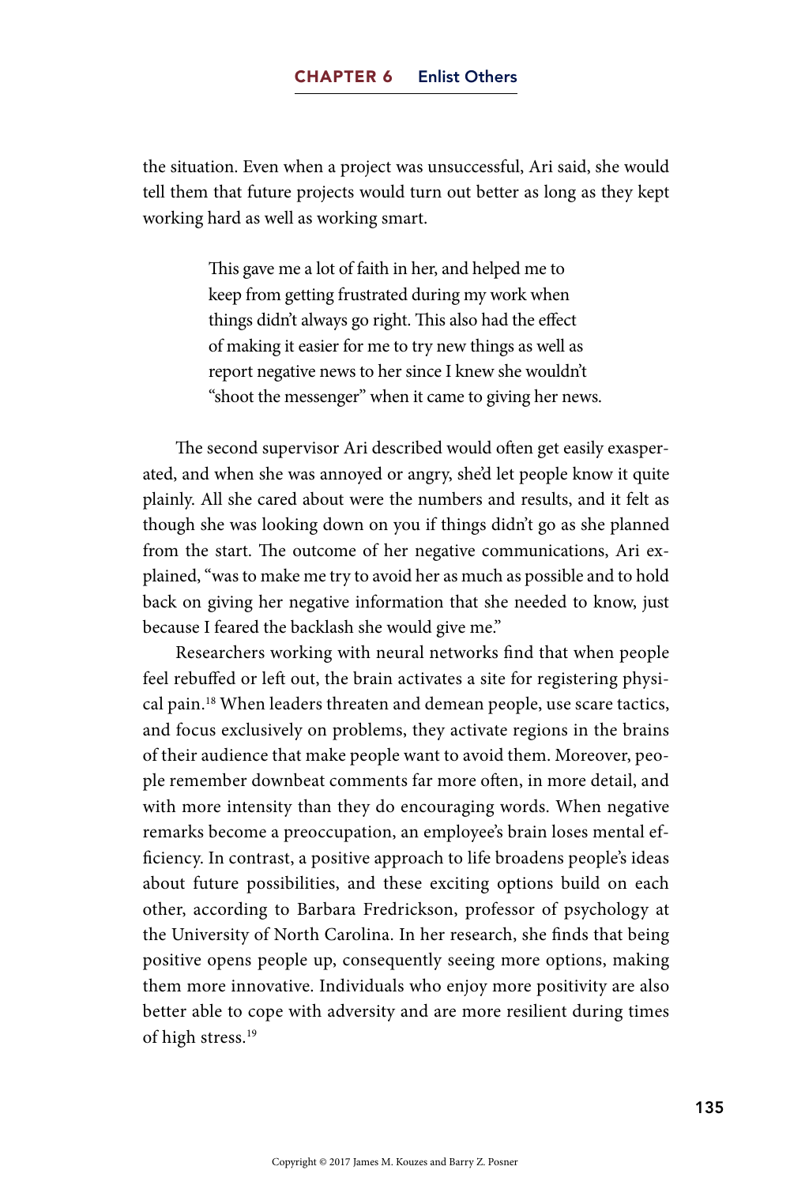the situation. Even when a project was unsuccessful, Ari said, she would tell them that future projects would turn out better as long as they kept working hard as well as working smart.

> This gave me a lot of faith in her, and helped me to keep from getting frustrated during my work when things didn't always go right. This also had the effect of making it easier for me to try new things as well as report negative news to her since I knew she wouldn't "shoot the messenger" when it came to giving her news.

The second supervisor Ari described would often get easily exasperated, and when she was annoyed or angry, she'd let people know it quite plainly. All she cared about were the numbers and results, and it felt as though she was looking down on you if things didn't go as she planned from the start. The outcome of her negative communications, Ari explained, "was to make me try to avoid her as much as possible and to hold back on giving her negative information that she needed to know, just because I feared the backlash she would give me."

Researchers working with neural networks find that when people feel rebuffed or left out, the brain activates a site for registering physical pain.[18] When leaders threaten and demean people, use scare tactics, and focus exclusively on problems, they activate regions in the brains of their audience that make people want to avoid them. Moreover, people remember downbeat comments far more often, in more detail, and with more intensity than they do encouraging words. When negative remarks become a preoccupation, an employee's brain loses mental efficiency. In contrast, a positive approach to life broadens people's ideas about future possibilities, and these exciting options build on each other, according to Barbara Fredrickson, professor of psychology at the University of North Carolina. In her research, she finds that being positive opens people up, consequently seeing more options, making them more innovative. Individuals who enjoy more positivity are also better able to cope with adversity and are more resilient during times of high stress.[19]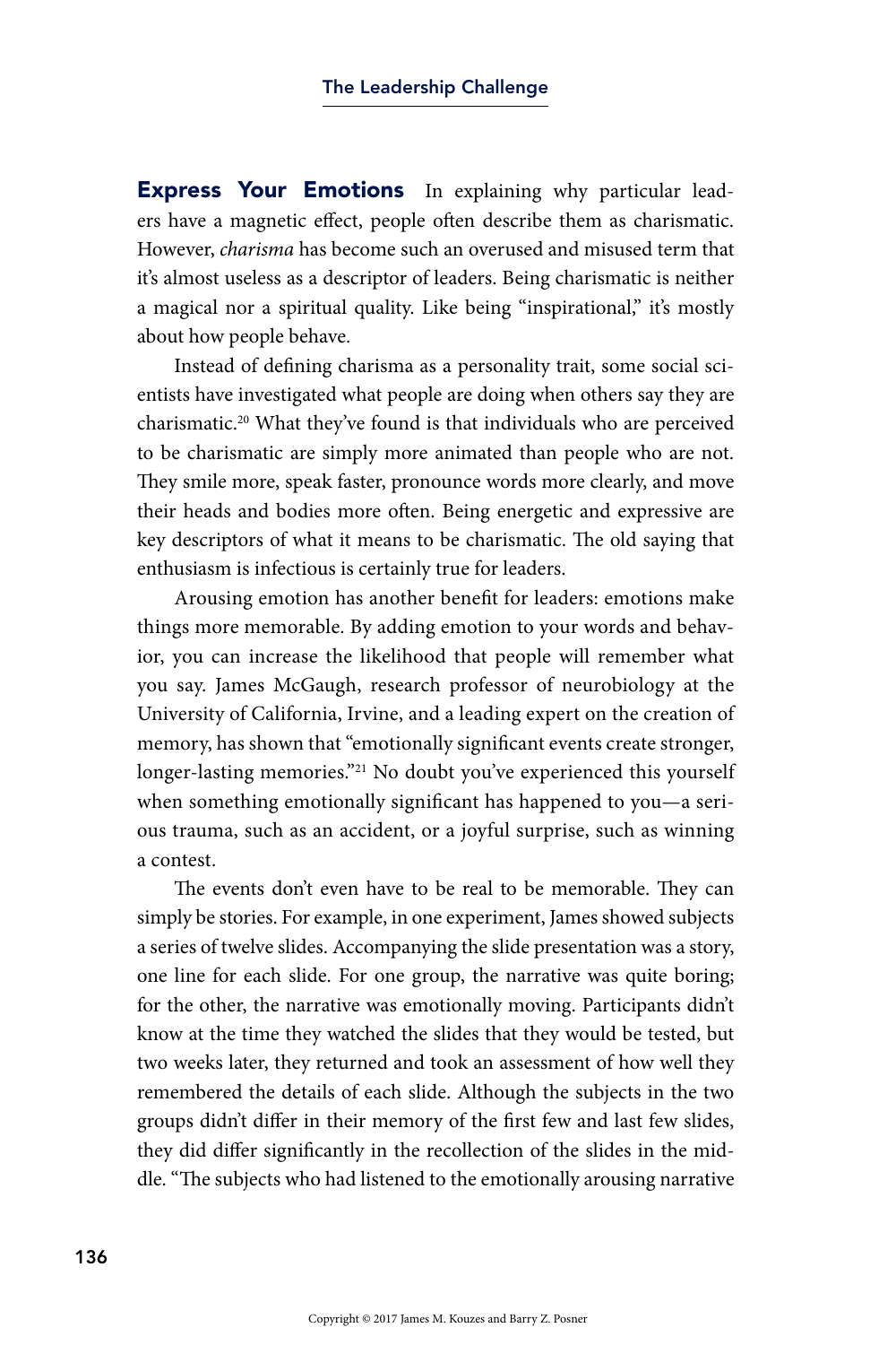**Express Your Emotions** In explaining why particular leaders have a magnetic effect, people often describe them as charismatic. However, *charisma* has become such an overused and misused term that it's almost useless as a descriptor of leaders. Being charismatic is neither a magical nor a spiritual quality. Like being "inspirational," it's mostly about how people behave.

Instead of defining charisma as a personality trait, some social scientists have investigated what people are doing when others say they are charismatic.[20] What they've found is that individuals who are perceived to be charismatic are simply more animated than people who are not. They smile more, speak faster, pronounce words more clearly, and move their heads and bodies more often. Being energetic and expressive are key descriptors of what it means to be charismatic. The old saying that enthusiasm is infectious is certainly true for leaders.

Arousing emotion has another benefit for leaders: emotions make things more memorable. By adding emotion to your words and behavior, you can increase the likelihood that people will remember what you say. James McGaugh, research professor of neurobiology at the University of California, Irvine, and a leading expert on the creation of memory, has shown that "emotionally significant events create stronger, longer-lasting memories."[21] No doubt you've experienced this yourself when something emotionally significant has happened to you—a serious trauma, such as an accident, or a joyful surprise, such as winning a contest.

The events don't even have to be real to be memorable. They can simply be stories. For example, in one experiment, James showed subjects a series of twelve slides. Accompanying the slide presentation was a story, one line for each slide. For one group, the narrative was quite boring; for the other, the narrative was emotionally moving. Participants didn't know at the time they watched the slides that they would be tested, but two weeks later, they returned and took an assessment of how well they remembered the details of each slide. Although the subjects in the two groups didn't differ in their memory of the first few and last few slides, they did differ significantly in the recollection of the slides in the middle. "The subjects who had listened to the emotionally arousing narrative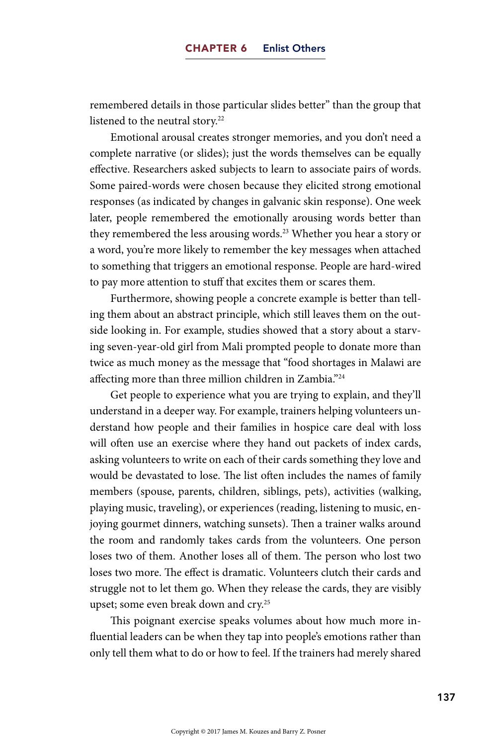remembered details in those particular slides better" than the group that listened to the neutral story.[22]

Emotional arousal creates stronger memories, and you don't need a complete narrative (or slides); just the words themselves can be equally effective. Researchers asked subjects to learn to associate pairs of words. Some paired-words were chosen because they elicited strong emotional responses (as indicated by changes in galvanic skin response). One week later, people remembered the emotionally arousing words better than they remembered the less arousing words.[23] Whether you hear a story or a word, you're more likely to remember the key messages when attached to something that triggers an emotional response. People are hard-wired to pay more attention to stuff that excites them or scares them.

Furthermore, showing people a concrete example is better than telling them about an abstract principle, which still leaves them on the outside looking in. For example, studies showed that a story about a starving seven-year-old girl from Mali prompted people to donate more than twice as much money as the message that "food shortages in Malawi are affecting more than three million children in Zambia."[24]

Get people to experience what you are trying to explain, and they'll understand in a deeper way. For example, trainers helping volunteers understand how people and their families in hospice care deal with loss will often use an exercise where they hand out packets of index cards, asking volunteers to write on each of their cards something they love and would be devastated to lose. The list often includes the names of family members (spouse, parents, children, siblings, pets), activities (walking, playing music, traveling), or experiences (reading, listening to music, enjoying gourmet dinners, watching sunsets). Then a trainer walks around the room and randomly takes cards from the volunteers. One person loses two of them. Another loses all of them. The person who lost two loses two more. The effect is dramatic. Volunteers clutch their cards and struggle not to let them go. When they release the cards, they are visibly upset; some even break down and cry.[25]

This poignant exercise speaks volumes about how much more influential leaders can be when they tap into people's emotions rather than only tell them what to do or how to feel. If the trainers had merely shared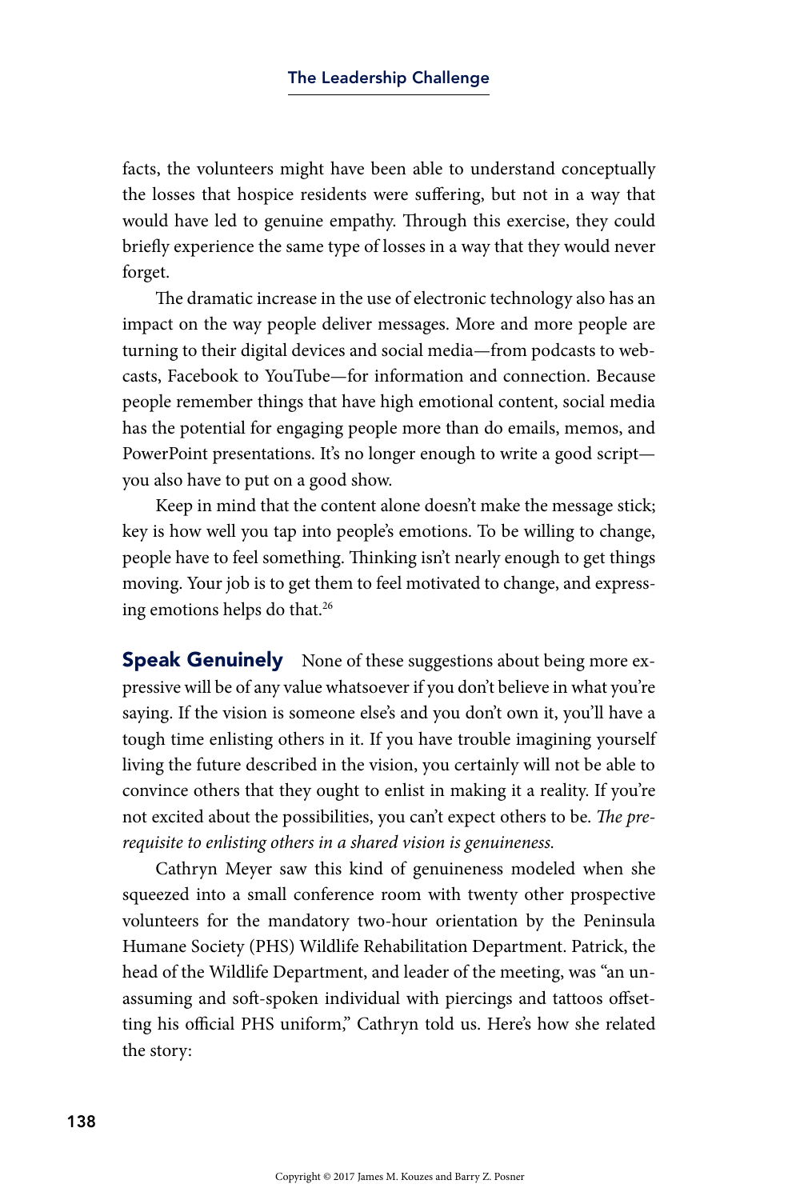facts, the volunteers might have been able to understand conceptually the losses that hospice residents were suffering, but not in a way that would have led to genuine empathy. Through this exercise, they could briefly experience the same type of losses in a way that they would never forget.

The dramatic increase in the use of electronic technology also has an impact on the way people deliver messages. More and more people are turning to their digital devices and social media—from podcasts to webcasts, Facebook to YouTube—for information and connection. Because people remember things that have high emotional content, social media has the potential for engaging people more than do emails, memos, and PowerPoint presentations. It's no longer enough to write a good script—you also have to put on a good show.

Keep in mind that the content alone doesn't make the message stick; key is how well you tap into people's emotions. To be willing to change, people have to feel something. Thinking isn't nearly enough to get things moving. Your job is to get them to feel motivated to change, and expressing emotions helps do that.[26]

**Speak Genuinely** None of these suggestions about being more expressive will be of any value whatsoever if you don't believe in what you're saying. If the vision is someone else's and you don't own it, you'll have a tough time enlisting others in it. If you have trouble imagining yourself living the future described in the vision, you certainly will not be able to convince others that they ought to enlist in making it a reality. If you're not excited about the possibilities, you can't expect others to be. *The prerequisite to enlisting others in a shared vision is genuineness.*

Cathryn Meyer saw this kind of genuineness modeled when she squeezed into a small conference room with twenty other prospective volunteers for the mandatory two-hour orientation by the Peninsula Humane Society (PHS) Wildlife Rehabilitation Department. Patrick, the head of the Wildlife Department, and leader of the meeting, was "an unassuming and soft-spoken individual with piercings and tattoos offsetting his official PHS uniform," Cathryn told us. Here's how she related the story: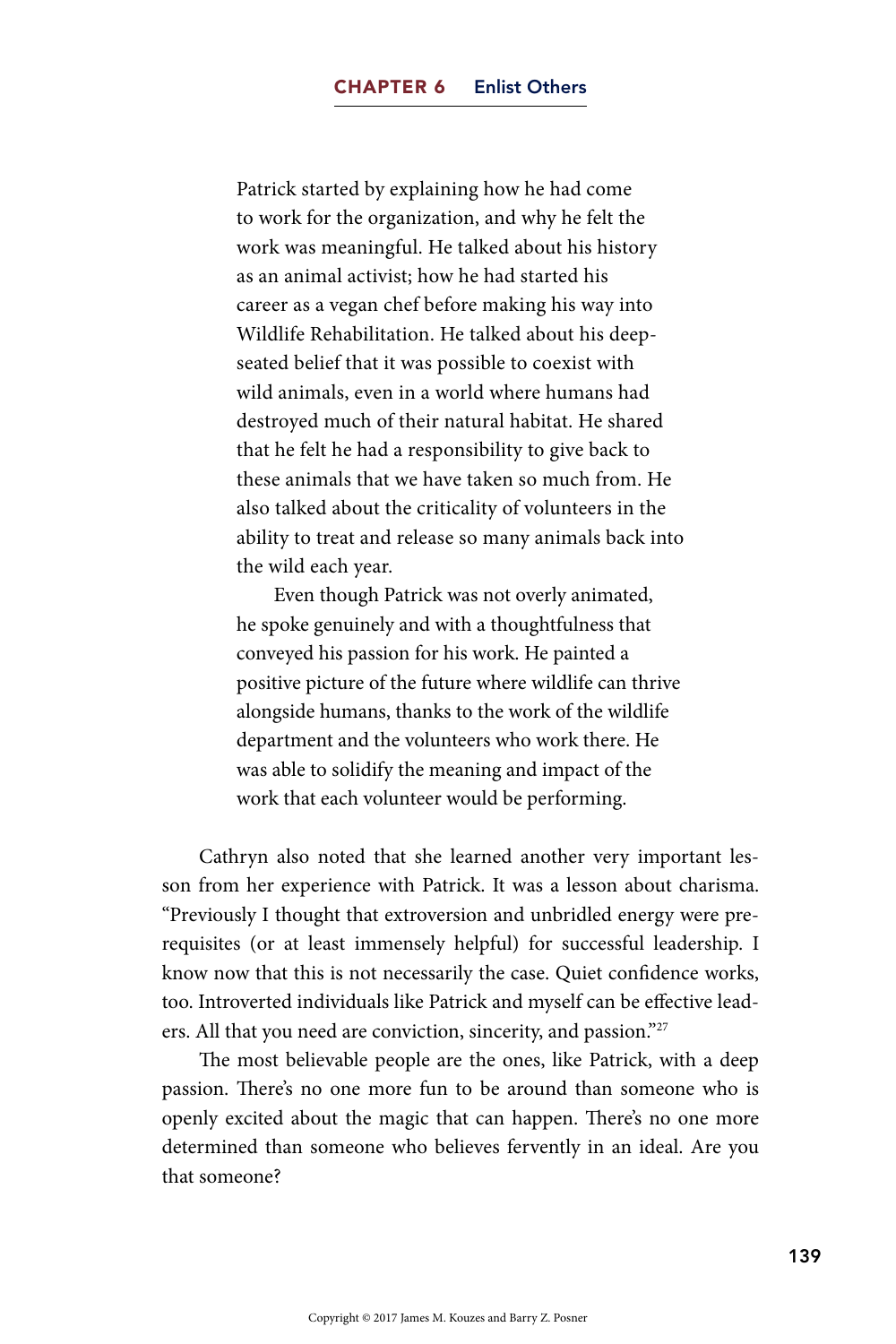> Patrick started by explaining how he had come to work for the organization, and why he felt the work was meaningful. He talked about his history as an animal activist; how he had started his career as a vegan chef before making his way into Wildlife Rehabilitation. He talked about his deep-seated belief that it was possible to coexist with wild animals, even in a world where humans had destroyed much of their natural habitat. He shared that he felt he had a responsibility to give back to these animals that we have taken so much from. He also talked about the criticality of volunteers in the ability to treat and release so many animals back into the wild each year.
>
> Even though Patrick was not overly animated, he spoke genuinely and with a thoughtfulness that conveyed his passion for his work. He painted a positive picture of the future where wildlife can thrive alongside humans, thanks to the work of the wildlife department and the volunteers who work there. He was able to solidify the meaning and impact of the work that each volunteer would be performing.

Cathryn also noted that she learned another very important lesson from her experience with Patrick. It was a lesson about charisma. "Previously I thought that extroversion and unbridled energy were prerequisites (or at least immensely helpful) for successful leadership. I know now that this is not necessarily the case. Quiet confidence works, too. Introverted individuals like Patrick and myself can be effective leaders. All that you need are conviction, sincerity, and passion."[27]

The most believable people are the ones, like Patrick, with a deep passion. There's no one more fun to be around than someone who is openly excited about the magic that can happen. There's no one more determined than someone who believes fervently in an ideal. Are you that someone?

Copyright © 2017 James M. Kouzes and Barry Z. Posner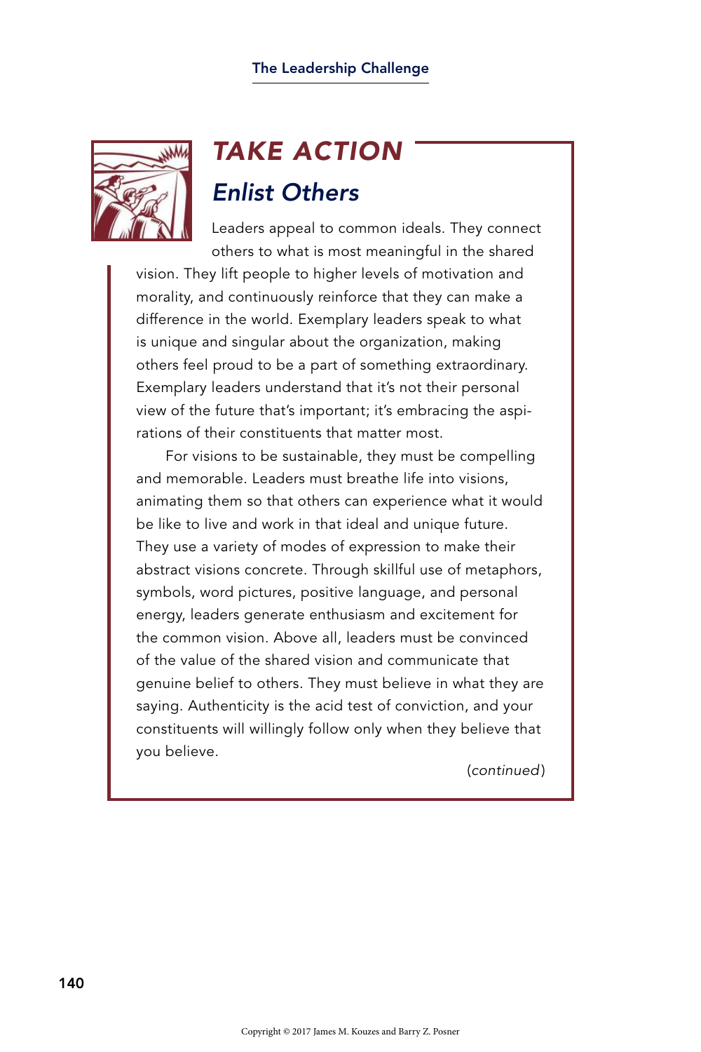## *TAKE ACTION*

### *Enlist Others*

Leaders appeal to common ideals. They connect others to what is most meaningful in the shared vision. They lift people to higher levels of motivation and morality, and continuously reinforce that they can make a difference in the world. Exemplary leaders speak to what is unique and singular about the organization, making others feel proud to be a part of something extraordinary. Exemplary leaders understand that it's not their personal view of the future that's important; it's embracing the aspirations of their constituents that matter most.

For visions to be sustainable, they must be compelling and memorable. Leaders must breathe life into visions, animating them so that others can experience what it would be like to live and work in that ideal and unique future. They use a variety of modes of expression to make their abstract visions concrete. Through skillful use of metaphors, symbols, word pictures, positive language, and personal energy, leaders generate enthusiasm and excitement for the common vision. Above all, leaders must be convinced of the value of the shared vision and communicate that genuine belief to others. They must believe in what they are saying. Authenticity is the acid test of conviction, and your constituents will willingly follow only when they believe that you believe.

(*continued*)

Copyright © 2017 James M. Kouzes and Barry Z. Posner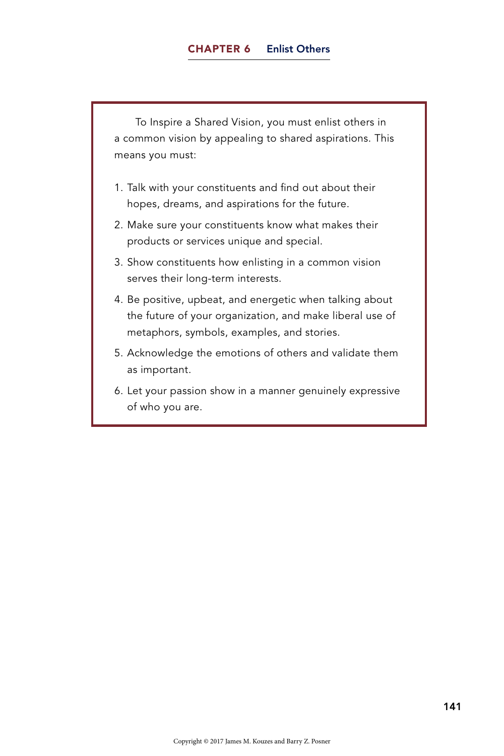To Inspire a Shared Vision, you must enlist others in a common vision by appealing to shared aspirations. This means you must:

1. Talk with your constituents and find out about their hopes, dreams, and aspirations for the future.
2. Make sure your constituents know what makes their products or services unique and special.
3. Show constituents how enlisting in a common vision serves their long-term interests.
4. Be positive, upbeat, and energetic when talking about the future of your organization, and make liberal use of metaphors, symbols, examples, and stories.
5. Acknowledge the emotions of others and validate them as important.
6. Let your passion show in a manner genuinely expressive of who you are.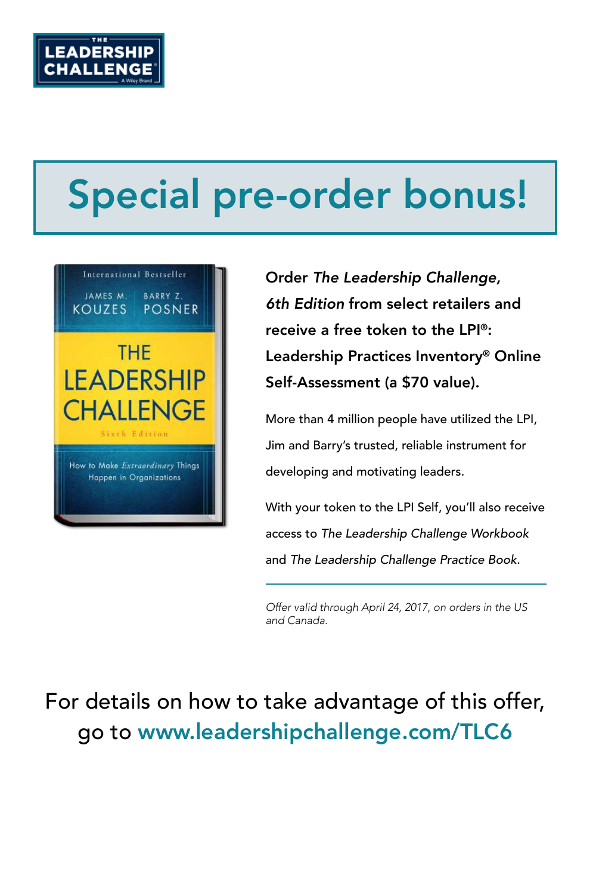THE LEADERSHIP CHALLENGE

# Special pre-order bonus!

**Order *The Leadership Challenge, 6th Edition* from select retailers and receive a free token to the LPI®: Leadership Practices Inventory® Online Self-Assessment (a $70 value).**

More than 4 million people have utilized the LPI, Jim and Barry's trusted, reliable instrument for developing and motivating leaders.

With your token to the LPI Self, you'll also receive access to *The Leadership Challenge Workbook* and *The Leadership Challenge Practice Book.*

*Offer valid through April 24, 2017, on orders in the US and Canada.*

For details on how to take advantage of this offer, go to **www.leadershipchallenge.com/TLC6**